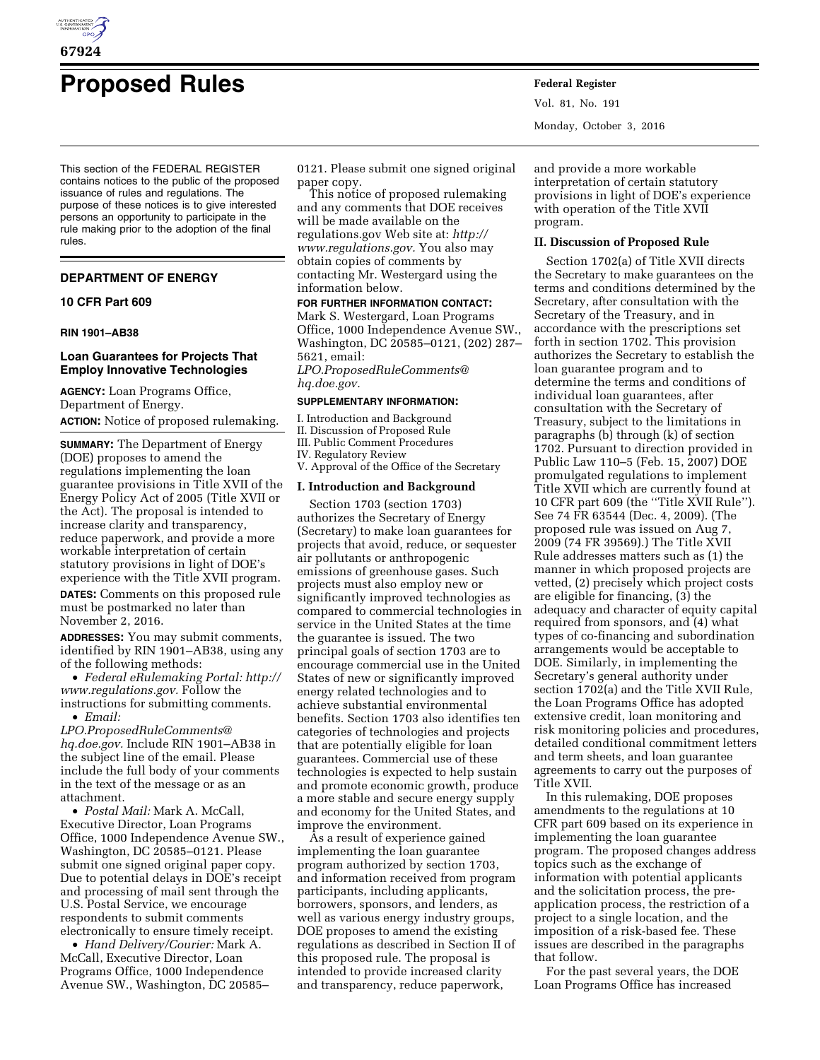# Proposed Rules

This section of the FEDERAL REGISTER contains notices to the public of the proposed issuance of rules and regulations. The purpose of these notices is to give interested persons an opportunity to participate in the rule making prior to the adoption of the final rules.

## DEPARTMENT OF ENERGY

### 10 CFR Part 609

**RIN 1901–AB38**

### Loan Guarantees for Projects That Employ Innovative Technologies

**AGENCY:** Loan Programs Office, Department of Energy.

**ACTION:** Notice of proposed rulemaking.

**SUMMARY:** The Department of Energy (DOE) proposes to amend the regulations implementing the loan guarantee provisions in Title XVII of the Energy Policy Act of 2005 (Title XVII or the Act). The proposal is intended to increase clarity and transparency, reduce paperwork, and provide a more workable interpretation of certain statutory provisions in light of DOE's experience with the Title XVII program.

**DATES:** Comments on this proposed rule must be postmarked no later than November 2, 2016.

**ADDRESSES:** You may submit comments, identified by RIN 1901–AB38, using any of the following methods:

- *Federal eRulemaking Portal: http://www.regulations.gov.* Follow the instructions for submitting comments.
- *Email: LPO.ProposedRuleComments@hq.doe.gov.* Include RIN 1901–AB38 in the subject line of the email. Please include the full body of your comments in the text of the message or as an attachment.
- *Postal Mail:* Mark A. McCall, Executive Director, Loan Programs Office, 1000 Independence Avenue SW., Washington, DC 20585–0121. Please submit one signed original paper copy. Due to potential delays in DOE's receipt and processing of mail sent through the U.S. Postal Service, we encourage respondents to submit comments electronically to ensure timely receipt.
- *Hand Delivery/Courier:* Mark A. McCall, Executive Director, Loan Programs Office, 1000 Independence Avenue SW., Washington, DC 20585–0121. Please submit one signed original paper copy.

This notice of proposed rulemaking and any comments that DOE receives will be made available on the regulations.gov Web site at: *http://www.regulations.gov.* You also may obtain copies of comments by contacting Mr. Westergard using the information below.

**FOR FURTHER INFORMATION CONTACT:** Mark S. Westergard, Loan Programs Office, 1000 Independence Avenue SW., Washington, DC 20585–0121, (202) 287–5621, email: *LPO.ProposedRuleComments@hq.doe.gov.*

**SUPPLEMENTARY INFORMATION:**

I. Introduction and Background
II. Discussion of Proposed Rule
III. Public Comment Procedures
IV. Regulatory Review
V. Approval of the Office of the Secretary

**I. Introduction and Background**

Section 1703 (section 1703) authorizes the Secretary of Energy (Secretary) to make loan guarantees for projects that avoid, reduce, or sequester air pollutants or anthropogenic emissions of greenhouse gases. Such projects must also employ new or significantly improved technologies as compared to commercial technologies in service in the United States at the time the guarantee is issued. The two principal goals of section 1703 are to encourage commercial use in the United States of new or significantly improved energy related technologies and to achieve substantial environmental benefits. Section 1703 also identifies ten categories of technologies and projects that are potentially eligible for loan guarantees. Commercial use of these technologies is expected to help sustain and promote economic growth, produce a more stable and secure energy supply and economy for the United States, and improve the environment.

As a result of experience gained implementing the loan guarantee program authorized by section 1703, and information received from program participants, including applicants, borrowers, sponsors, and lenders, as well as various energy industry groups, DOE proposes to amend the existing regulations as described in Section II of this proposed rule. The proposal is intended to provide increased clarity and transparency, reduce paperwork, and provide a more workable interpretation of certain statutory provisions in light of DOE's experience with operation of the Title XVII program.

**II. Discussion of Proposed Rule**

Section 1702(a) of Title XVII directs the Secretary to make guarantees on the terms and conditions determined by the Secretary, after consultation with the Secretary of the Treasury, and in accordance with the prescriptions set forth in section 1702. This provision authorizes the Secretary to establish the loan guarantee program and to determine the terms and conditions of individual loan guarantees, after consultation with the Secretary of Treasury, subject to the limitations in paragraphs (b) through (k) of section 1702. Pursuant to direction provided in Public Law 110–5 (Feb. 15, 2007) DOE promulgated regulations to implement Title XVII which are currently found at 10 CFR part 609 (the "Title XVII Rule"). See 74 FR 63544 (Dec. 4, 2009). (The proposed rule was issued on Aug 7, 2009 (74 FR 39569).) The Title XVII Rule addresses matters such as (1) the manner in which proposed projects are vetted, (2) precisely which project costs are eligible for financing, (3) the adequacy and character of equity capital required from sponsors, and (4) what types of co-financing and subordination arrangements would be acceptable to DOE. Similarly, in implementing the Secretary's general authority under section 1702(a) and the Title XVII Rule, the Loan Programs Office has adopted extensive credit, loan monitoring and risk monitoring policies and procedures, detailed conditional commitment letters and term sheets, and loan guarantee agreements to carry out the purposes of Title XVII.

In this rulemaking, DOE proposes amendments to the regulations at 10 CFR part 609 based on its experience in implementing the loan guarantee program. The proposed changes address topics such as the exchange of information with potential applicants and the solicitation process, the pre-application process, the restriction of a project to a single location, and the imposition of a risk-based fee. These issues are described in the paragraphs that follow.

For the past several years, the DOE Loan Programs Office has increased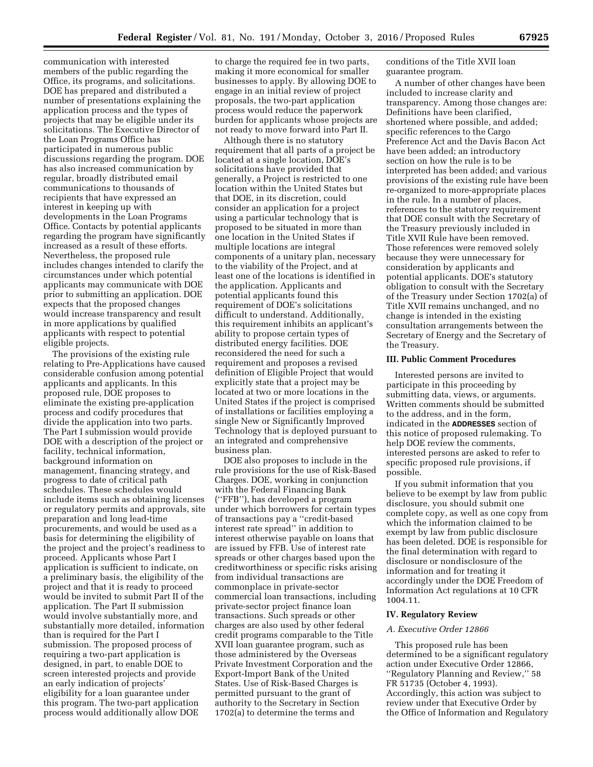communication with interested members of the public regarding the Office, its programs, and solicitations. DOE has prepared and distributed a number of presentations explaining the application process and the types of projects that may be eligible under its solicitations. The Executive Director of the Loan Programs Office has participated in numerous public discussions regarding the program. DOE has also increased communication by regular, broadly distributed email communications to thousands of recipients that have expressed an interest in keeping up with developments in the Loan Programs Office. Contacts by potential applicants regarding the program have significantly increased as a result of these efforts. Nevertheless, the proposed rule includes changes intended to clarify the circumstances under which potential applicants may communicate with DOE prior to submitting an application. DOE expects that the proposed changes would increase transparency and result in more applications by qualified applicants with respect to potential eligible projects.

The provisions of the existing rule relating to Pre-Applications have caused considerable confusion among potential applicants and applicants. In this proposed rule, DOE proposes to eliminate the existing pre-application process and codify procedures that divide the application into two parts. The Part I submission would provide DOE with a description of the project or facility, technical information, background information on management, financing strategy, and progress to date of critical path schedules. These schedules would include items such as obtaining licenses or regulatory permits and approvals, site preparation and long lead-time procurements, and would be used as a basis for determining the eligibility of the project and the project's readiness to proceed. Applicants whose Part I application is sufficient to indicate, on a preliminary basis, the eligibility of the project and that it is ready to proceed would be invited to submit Part II of the application. The Part II submission would involve substantially more, and substantially more detailed, information than is required for the Part I submission. The proposed process of requiring a two-part application is designed, in part, to enable DOE to screen interested projects and provide an early indication of projects' eligibility for a loan guarantee under this program. The two-part application process would additionally allow DOE to charge the required fee in two parts, making it more economical for smaller businesses to apply. By allowing DOE to engage in an initial review of project proposals, the two-part application process would reduce the paperwork burden for applicants whose projects are not ready to move forward into Part II.

Although there is no statutory requirement that all parts of a project be located at a single location, DOE's solicitations have provided that generally, a Project is restricted to one location within the United States but that DOE, in its discretion, could consider an application for a project using a particular technology that is proposed to be situated in more than one location in the United States if multiple locations are integral components of a unitary plan, necessary to the viability of the Project, and at least one of the locations is identified in the application. Applicants and potential applicants found this requirement of DOE's solicitations difficult to understand. Additionally, this requirement inhibits an applicant's ability to propose certain types of distributed energy facilities. DOE reconsidered the need for such a requirement and proposes a revised definition of Eligible Project that would explicitly state that a project may be located at two or more locations in the United States if the project is comprised of installations or facilities employing a single New or Significantly Improved Technology that is deployed pursuant to an integrated and comprehensive business plan.

DOE also proposes to include in the rule provisions for the use of Risk-Based Charges. DOE, working in conjunction with the Federal Financing Bank ("FFB"), has developed a program under which borrowers for certain types of transactions pay a "credit-based interest rate spread" in addition to interest otherwise payable on loans that are issued by FFB. Use of interest rate spreads or other charges based upon the creditworthiness or specific risks arising from individual transactions are commonplace in private-sector commercial loan transactions, including private-sector project finance loan transactions. Such spreads or other charges are also used by other federal credit programs comparable to the Title XVII loan guarantee program, such as those administered by the Overseas Private Investment Corporation and the Export-Import Bank of the United States. Use of Risk-Based Charges is permitted pursuant to the grant of authority to the Secretary in Section 1702(a) to determine the terms and conditions of the Title XVII loan guarantee program.

A number of other changes have been included to increase clarity and transparency. Among those changes are: Definitions have been clarified, shortened where possible, and added; specific references to the Cargo Preference Act and the Davis Bacon Act have been added; an introductory section on how the rule is to be interpreted has been added; and various provisions of the existing rule have been re-organized to more-appropriate places in the rule. In a number of places, references to the statutory requirement that DOE consult with the Secretary of the Treasury previously included in Title XVII Rule have been removed. Those references were removed solely because they were unnecessary for consideration by applicants and potential applicants. DOE's statutory obligation to consult with the Secretary of the Treasury under Section 1702(a) of Title XVII remains unchanged, and no change is intended in the existing consultation arrangements between the Secretary of Energy and the Secretary of the Treasury.

## III. Public Comment Procedures

Interested persons are invited to participate in this proceeding by submitting data, views, or arguments. Written comments should be submitted to the address, and in the form, indicated in the **ADDRESSES** section of this notice of proposed rulemaking. To help DOE review the comments, interested persons are asked to refer to specific proposed rule provisions, if possible.

If you submit information that you believe to be exempt by law from public disclosure, you should submit one complete copy, as well as one copy from which the information claimed to be exempt by law from public disclosure has been deleted. DOE is responsible for the final determination with regard to disclosure or nondisclosure of the information and for treating it accordingly under the DOE Freedom of Information Act regulations at 10 CFR 1004.11.

## IV. Regulatory Review

### *A. Executive Order 12866*

This proposed rule has been determined to be a significant regulatory action under Executive Order 12866, "Regulatory Planning and Review," 58 FR 51735 (October 4, 1993). Accordingly, this action was subject to review under that Executive Order by the Office of Information and Regulatory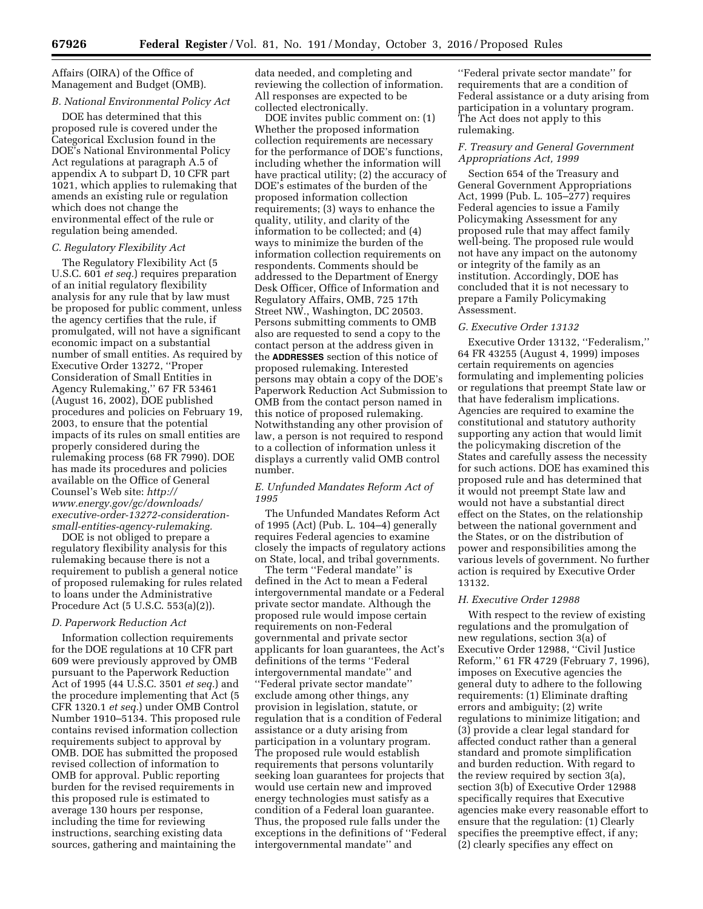Affairs (OIRA) of the Office of Management and Budget (OMB).

### B. National Environmental Policy Act

DOE has determined that this proposed rule is covered under the Categorical Exclusion found in the DOE's National Environmental Policy Act regulations at paragraph A.5 of appendix A to subpart D, 10 CFR part 1021, which applies to rulemaking that amends an existing rule or regulation which does not change the environmental effect of the rule or regulation being amended.

### C. Regulatory Flexibility Act

The Regulatory Flexibility Act (5 U.S.C. 601 *et seq.*) requires preparation of an initial regulatory flexibility analysis for any rule that by law must be proposed for public comment, unless the agency certifies that the rule, if promulgated, will not have a significant economic impact on a substantial number of small entities. As required by Executive Order 13272, ''Proper Consideration of Small Entities in Agency Rulemaking,'' 67 FR 53461 (August 16, 2002), DOE published procedures and policies on February 19, 2003, to ensure that the potential impacts of its rules on small entities are properly considered during the rulemaking process (68 FR 7990). DOE has made its procedures and policies available on the Office of General Counsel's Web site: *http://www.energy.gov/gc/downloads/executive-order-13272-consideration-small-entities-agency-rulemaking.*

DOE is not obliged to prepare a regulatory flexibility analysis for this rulemaking because there is not a requirement to publish a general notice of proposed rulemaking for rules related to loans under the Administrative Procedure Act (5 U.S.C. 553(a)(2)).

### D. Paperwork Reduction Act

Information collection requirements for the DOE regulations at 10 CFR part 609 were previously approved by OMB pursuant to the Paperwork Reduction Act of 1995 (44 U.S.C. 3501 *et seq.*) and the procedure implementing that Act (5 CFR 1320.1 *et seq.*) under OMB Control Number 1910–5134. This proposed rule contains revised information collection requirements subject to approval by OMB. DOE has submitted the proposed revised collection of information to OMB for approval. Public reporting burden for the revised requirements in this proposed rule is estimated to average 130 hours per response, including the time for reviewing instructions, searching existing data sources, gathering and maintaining the data needed, and completing and reviewing the collection of information. All responses are expected to be collected electronically.

DOE invites public comment on: (1) Whether the proposed information collection requirements are necessary for the performance of DOE's functions, including whether the information will have practical utility; (2) the accuracy of DOE's estimates of the burden of the proposed information collection requirements; (3) ways to enhance the quality, utility, and clarity of the information to be collected; and (4) ways to minimize the burden of the information collection requirements on respondents. Comments should be addressed to the Department of Energy Desk Officer, Office of Information and Regulatory Affairs, OMB, 725 17th Street NW., Washington, DC 20503. Persons submitting comments to OMB also are requested to send a copy to the contact person at the address given in the **ADDRESSES** section of this notice of proposed rulemaking. Interested persons may obtain a copy of the DOE's Paperwork Reduction Act Submission to OMB from the contact person named in this notice of proposed rulemaking. Notwithstanding any other provision of law, a person is not required to respond to a collection of information unless it displays a currently valid OMB control number.

### E. Unfunded Mandates Reform Act of 1995

The Unfunded Mandates Reform Act of 1995 (Act) (Pub. L. 104–4) generally requires Federal agencies to examine closely the impacts of regulatory actions on State, local, and tribal governments.

The term ''Federal mandate'' is defined in the Act to mean a Federal intergovernmental mandate or a Federal private sector mandate. Although the proposed rule would impose certain requirements on non-Federal governmental and private sector applicants for loan guarantees, the Act's definitions of the terms ''Federal intergovernmental mandate'' and ''Federal private sector mandate'' exclude among other things, any provision in legislation, statute, or regulation that is a condition of Federal assistance or a duty arising from participation in a voluntary program. The proposed rule would establish requirements that persons voluntarily seeking loan guarantees for projects that would use certain new and improved energy technologies must satisfy as a condition of a Federal loan guarantee. Thus, the proposed rule falls under the exceptions in the definitions of ''Federal intergovernmental mandate'' and ''Federal private sector mandate'' for requirements that are a condition of Federal assistance or a duty arising from participation in a voluntary program. The Act does not apply to this rulemaking.

### F. Treasury and General Government Appropriations Act, 1999

Section 654 of the Treasury and General Government Appropriations Act, 1999 (Pub. L. 105–277) requires Federal agencies to issue a Family Policymaking Assessment for any proposed rule that may affect family well-being. The proposed rule would not have any impact on the autonomy or integrity of the family as an institution. Accordingly, DOE has concluded that it is not necessary to prepare a Family Policymaking Assessment.

### G. Executive Order 13132

Executive Order 13132, ''Federalism,'' 64 FR 43255 (August 4, 1999) imposes certain requirements on agencies formulating and implementing policies or regulations that preempt State law or that have federalism implications. Agencies are required to examine the constitutional and statutory authority supporting any action that would limit the policymaking discretion of the States and carefully assess the necessity for such actions. DOE has examined this proposed rule and has determined that it would not preempt State law and would not have a substantial direct effect on the States, on the relationship between the national government and the States, or on the distribution of power and responsibilities among the various levels of government. No further action is required by Executive Order 13132.

### H. Executive Order 12988

With respect to the review of existing regulations and the promulgation of new regulations, section 3(a) of Executive Order 12988, ''Civil Justice Reform,'' 61 FR 4729 (February 7, 1996), imposes on Executive agencies the general duty to adhere to the following requirements: (1) Eliminate drafting errors and ambiguity; (2) write regulations to minimize litigation; and (3) provide a clear legal standard for affected conduct rather than a general standard and promote simplification and burden reduction. With regard to the review required by section 3(a), section 3(b) of Executive Order 12988 specifically requires that Executive agencies make every reasonable effort to ensure that the regulation: (1) Clearly specifies the preemptive effect, if any; (2) clearly specifies any effect on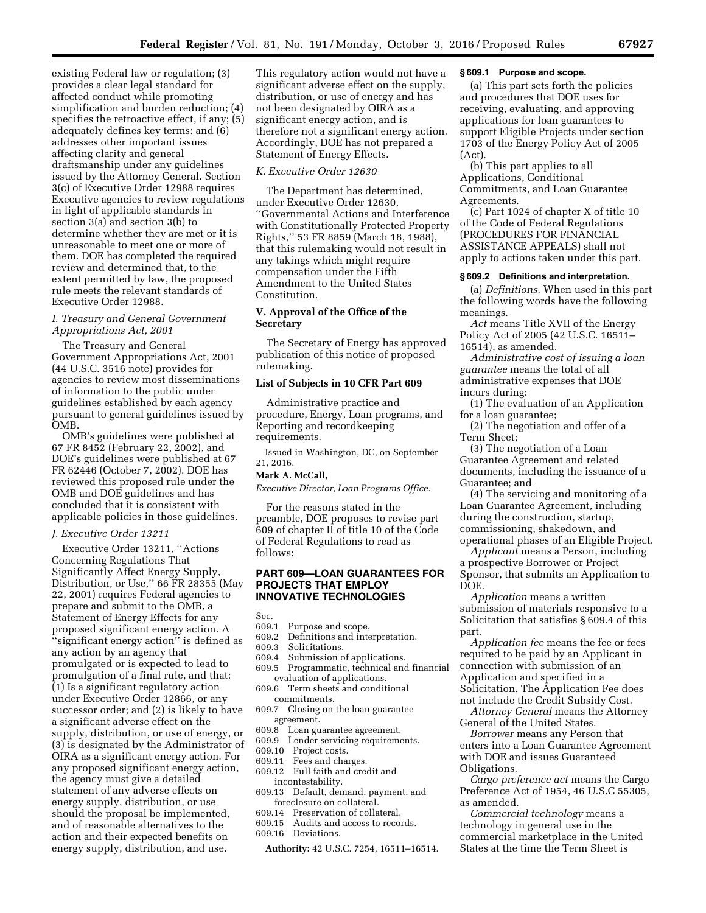existing Federal law or regulation; (3) provides a clear legal standard for affected conduct while promoting simplification and burden reduction; (4) specifies the retroactive effect, if any; (5) adequately defines key terms; and (6) addresses other important issues affecting clarity and general draftsmanship under any guidelines issued by the Attorney General. Section 3(c) of Executive Order 12988 requires Executive agencies to review regulations in light of applicable standards in section 3(a) and section 3(b) to determine whether they are met or it is unreasonable to meet one or more of them. DOE has completed the required review and determined that, to the extent permitted by law, the proposed rule meets the relevant standards of Executive Order 12988.

### *I. Treasury and General Government Appropriations Act, 2001*

The Treasury and General Government Appropriations Act, 2001 (44 U.S.C. 3516 note) provides for agencies to review most disseminations of information to the public under guidelines established by each agency pursuant to general guidelines issued by OMB.

OMB's guidelines were published at 67 FR 8452 (February 22, 2002), and DOE's guidelines were published at 67 FR 62446 (October 7, 2002). DOE has reviewed this proposed rule under the OMB and DOE guidelines and has concluded that it is consistent with applicable policies in those guidelines.

### *J. Executive Order 13211*

Executive Order 13211, ''Actions Concerning Regulations That Significantly Affect Energy Supply, Distribution, or Use,'' 66 FR 28355 (May 22, 2001) requires Federal agencies to prepare and submit to the OMB, a Statement of Energy Effects for any proposed significant energy action. A ''significant energy action'' is defined as any action by an agency that promulgated or is expected to lead to promulgation of a final rule, and that: (1) Is a significant regulatory action under Executive Order 12866, or any successor order; and (2) is likely to have a significant adverse effect on the supply, distribution, or use of energy, or (3) is designated by the Administrator of OIRA as a significant energy action. For any proposed significant energy action, the agency must give a detailed statement of any adverse effects on energy supply, distribution, or use should the proposal be implemented, and of reasonable alternatives to the action and their expected benefits on energy supply, distribution, and use. This regulatory action would not have a significant adverse effect on the supply, distribution, or use of energy and has not been designated by OIRA as a significant energy action, and is therefore not a significant energy action. Accordingly, DOE has not prepared a Statement of Energy Effects.

### *K. Executive Order 12630*

The Department has determined, under Executive Order 12630, ''Governmental Actions and Interference with Constitutionally Protected Property Rights,'' 53 FR 8859 (March 18, 1988), that this rulemaking would not result in any takings which might require compensation under the Fifth Amendment to the United States Constitution.

## V. Approval of the Office of the Secretary

The Secretary of Energy has approved publication of this notice of proposed rulemaking.

### List of Subjects in 10 CFR Part 609

Administrative practice and procedure, Energy, Loan programs, and Reporting and recordkeeping requirements.

Issued in Washington, DC, on September 21, 2016.

**Mark A. McCall,**

*Executive Director, Loan Programs Office.*

For the reasons stated in the preamble, DOE proposes to revise part 609 of chapter II of title 10 of the Code of Federal Regulations to read as follows:

## PART 609—LOAN GUARANTEES FOR PROJECTS THAT EMPLOY INNOVATIVE TECHNOLOGIES

Sec.
609.1 Purpose and scope.
609.2 Definitions and interpretation.
609.3 Solicitations.
609.4 Submission of applications.
609.5 Programmatic, technical and financial evaluation of applications.
609.6 Term sheets and conditional commitments.
609.7 Closing on the loan guarantee agreement.
609.8 Loan guarantee agreement.
609.9 Lender servicing requirements.
609.10 Project costs.
609.11 Fees and charges.
609.12 Full faith and credit and incontestability.
609.13 Default, demand, payment, and foreclosure on collateral.
609.14 Preservation of collateral.
609.15 Audits and access to records.
609.16 Deviations.

**Authority:** 42 U.S.C. 7254, 16511–16514.

### § 609.1 Purpose and scope.

(a) This part sets forth the policies and procedures that DOE uses for receiving, evaluating, and approving applications for loan guarantees to support Eligible Projects under section 1703 of the Energy Policy Act of 2005 (Act).

(b) This part applies to all Applications, Conditional Commitments, and Loan Guarantee Agreements.

(c) Part 1024 of chapter X of title 10 of the Code of Federal Regulations (PROCEDURES FOR FINANCIAL ASSISTANCE APPEALS) shall not apply to actions taken under this part.

### § 609.2 Definitions and interpretation.

(a) *Definitions.* When used in this part the following words have the following meanings.

*Act* means Title XVII of the Energy Policy Act of 2005 (42 U.S.C. 16511–16514), as amended.

*Administrative cost of issuing a loan guarantee* means the total of all administrative expenses that DOE incurs during:

(1) The evaluation of an Application for a loan guarantee;

(2) The negotiation and offer of a Term Sheet;

(3) The negotiation of a Loan Guarantee Agreement and related documents, including the issuance of a Guarantee; and

(4) The servicing and monitoring of a Loan Guarantee Agreement, including during the construction, startup, commissioning, shakedown, and operational phases of an Eligible Project.

*Applicant* means a Person, including a prospective Borrower or Project Sponsor, that submits an Application to DOE.

*Application* means a written submission of materials responsive to a Solicitation that satisfies § 609.4 of this part.

*Application fee* means the fee or fees required to be paid by an Applicant in connection with submission of an Application and specified in a Solicitation. The Application Fee does not include the Credit Subsidy Cost.

*Attorney General* means the Attorney General of the United States.

*Borrower* means any Person that enters into a Loan Guarantee Agreement with DOE and issues Guaranteed Obligations.

*Cargo preference act* means the Cargo Preference Act of 1954, 46 U.S.C 55305, as amended.

*Commercial technology* means a technology in general use in the commercial marketplace in the United States at the time the Term Sheet is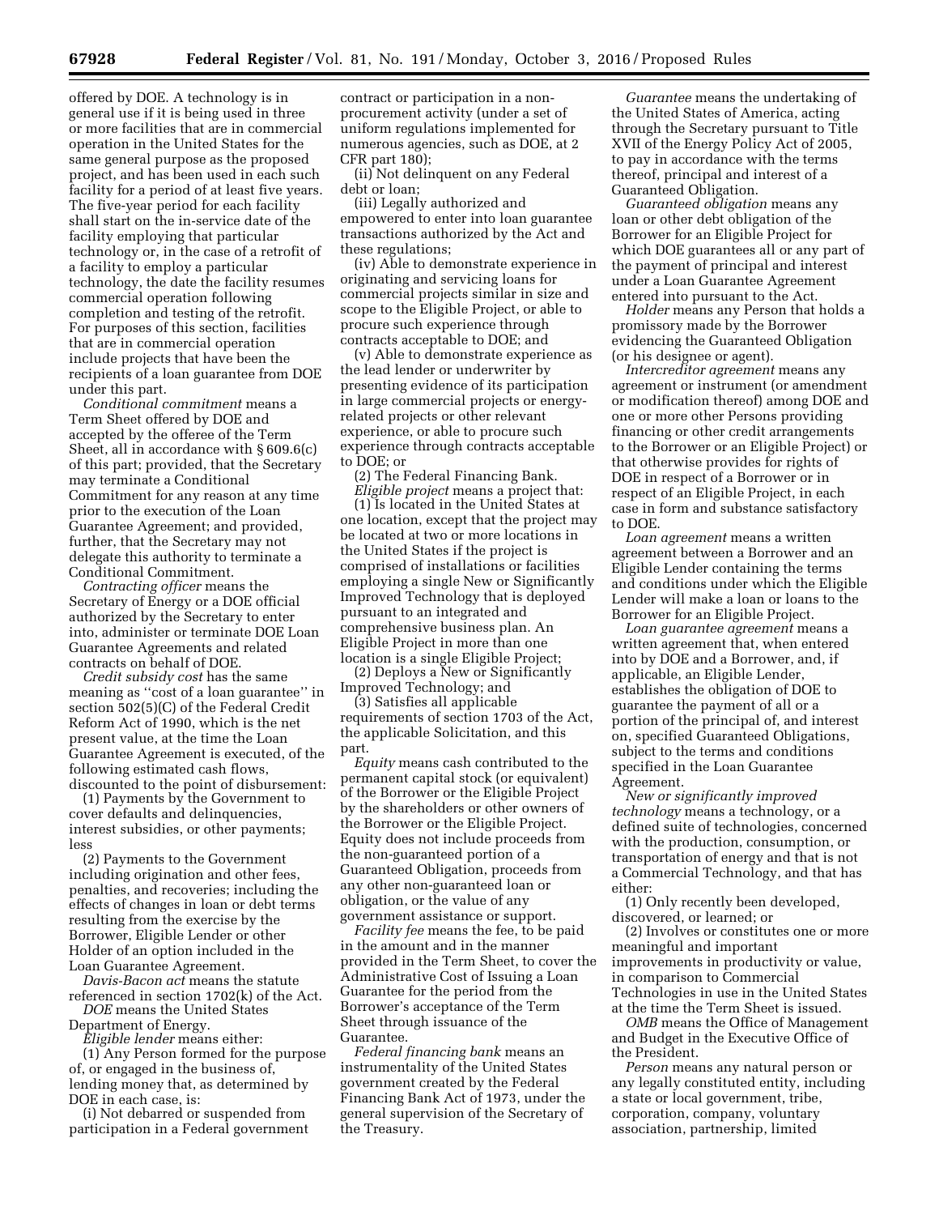offered by DOE. A technology is in general use if it is being used in three or more facilities that are in commercial operation in the United States for the same general purpose as the proposed project, and has been used in each such facility for a period of at least five years. The five-year period for each facility shall start on the in-service date of the facility employing that particular technology or, in the case of a retrofit of a facility to employ a particular technology, the date the facility resumes commercial operation following completion and testing of the retrofit. For purposes of this section, facilities that are in commercial operation include projects that have been the recipients of a loan guarantee from DOE under this part.

*Conditional commitment* means a Term Sheet offered by DOE and accepted by the offeree of the Term Sheet, all in accordance with § 609.6(c) of this part; provided, that the Secretary may terminate a Conditional Commitment for any reason at any time prior to the execution of the Loan Guarantee Agreement; and provided, further, that the Secretary may not delegate this authority to terminate a Conditional Commitment.

*Contracting officer* means the Secretary of Energy or a DOE official authorized by the Secretary to enter into, administer or terminate DOE Loan Guarantee Agreements and related contracts on behalf of DOE.

*Credit subsidy cost* has the same meaning as ''cost of a loan guarantee'' in section 502(5)(C) of the Federal Credit Reform Act of 1990, which is the net present value, at the time the Loan Guarantee Agreement is executed, of the following estimated cash flows, discounted to the point of disbursement:

(1) Payments by the Government to cover defaults and delinquencies, interest subsidies, or other payments; less

(2) Payments to the Government including origination and other fees, penalties, and recoveries; including the effects of changes in loan or debt terms resulting from the exercise by the Borrower, Eligible Lender or other Holder of an option included in the Loan Guarantee Agreement.

*Davis-Bacon act* means the statute referenced in section 1702(k) of the Act.

*DOE* means the United States Department of Energy.

*Eligible lender* means either:

(1) Any Person formed for the purpose of, or engaged in the business of, lending money that, as determined by DOE in each case, is:

(i) Not debarred or suspended from participation in a Federal government contract or participation in a non-procurement activity (under a set of uniform regulations implemented for numerous agencies, such as DOE, at 2 CFR part 180);

(ii) Not delinquent on any Federal debt or loan;

(iii) Legally authorized and empowered to enter into loan guarantee transactions authorized by the Act and these regulations;

(iv) Able to demonstrate experience in originating and servicing loans for commercial projects similar in size and scope to the Eligible Project, or able to procure such experience through contracts acceptable to DOE; and

(v) Able to demonstrate experience as the lead lender or underwriter by presenting evidence of its participation in large commercial projects or energy-related projects or other relevant experience, or able to procure such experience through contracts acceptable to DOE; or

(2) The Federal Financing Bank.

*Eligible project* means a project that:

(1) Is located in the United States at one location, except that the project may be located at two or more locations in the United States if the project is comprised of installations or facilities employing a single New or Significantly Improved Technology that is deployed pursuant to an integrated and comprehensive business plan. An Eligible Project in more than one location is a single Eligible Project;

(2) Deploys a New or Significantly Improved Technology; and

(3) Satisfies all applicable requirements of section 1703 of the Act, the applicable Solicitation, and this part.

*Equity* means cash contributed to the permanent capital stock (or equivalent) of the Borrower or the Eligible Project by the shareholders or other owners of the Borrower or the Eligible Project. Equity does not include proceeds from the non-guaranteed portion of a Guaranteed Obligation, proceeds from any other non-guaranteed loan or obligation, or the value of any government assistance or support.

*Facility fee* means the fee, to be paid in the amount and in the manner provided in the Term Sheet, to cover the Administrative Cost of Issuing a Loan Guarantee for the period from the Borrower's acceptance of the Term Sheet through issuance of the Guarantee.

*Federal financing bank* means an instrumentality of the United States government created by the Federal Financing Bank Act of 1973, under the general supervision of the Secretary of the Treasury.

*Guarantee* means the undertaking of the United States of America, acting through the Secretary pursuant to Title XVII of the Energy Policy Act of 2005, to pay in accordance with the terms thereof, principal and interest of a Guaranteed Obligation.

*Guaranteed obligation* means any loan or other debt obligation of the Borrower for an Eligible Project for which DOE guarantees all or any part of the payment of principal and interest under a Loan Guarantee Agreement entered into pursuant to the Act.

*Holder* means any Person that holds a promissory note made by the Borrower evidencing the Guaranteed Obligation (or his designee or agent).

*Intercreditor agreement* means any agreement or instrument (or amendment or modification thereof) among DOE and one or more other Persons providing financing or other credit arrangements to the Borrower or an Eligible Project) or that otherwise provides for rights of DOE in respect of a Borrower or in respect of an Eligible Project, in each case in form and substance satisfactory to DOE.

*Loan agreement* means a written agreement between a Borrower and an Eligible Lender containing the terms and conditions under which the Eligible Lender will make a loan or loans to the Borrower for an Eligible Project.

*Loan guarantee agreement* means a written agreement that, when entered into by DOE and a Borrower, and, if applicable, an Eligible Lender, establishes the obligation of DOE to guarantee the payment of all or a portion of the principal of, and interest on, specified Guaranteed Obligations, subject to the terms and conditions specified in the Loan Guarantee Agreement.

*New or significantly improved technology* means a technology, or a defined suite of technologies, concerned with the production, consumption, or transportation of energy and that is not a Commercial Technology, and that has either:

(1) Only recently been developed, discovered, or learned; or

(2) Involves or constitutes one or more meaningful and important improvements in productivity or value, in comparison to Commercial Technologies in use in the United States at the time the Term Sheet is issued.

*OMB* means the Office of Management and Budget in the Executive Office of the President.

*Person* means any natural person or any legally constituted entity, including a state or local government, tribe, corporation, company, voluntary association, partnership, limited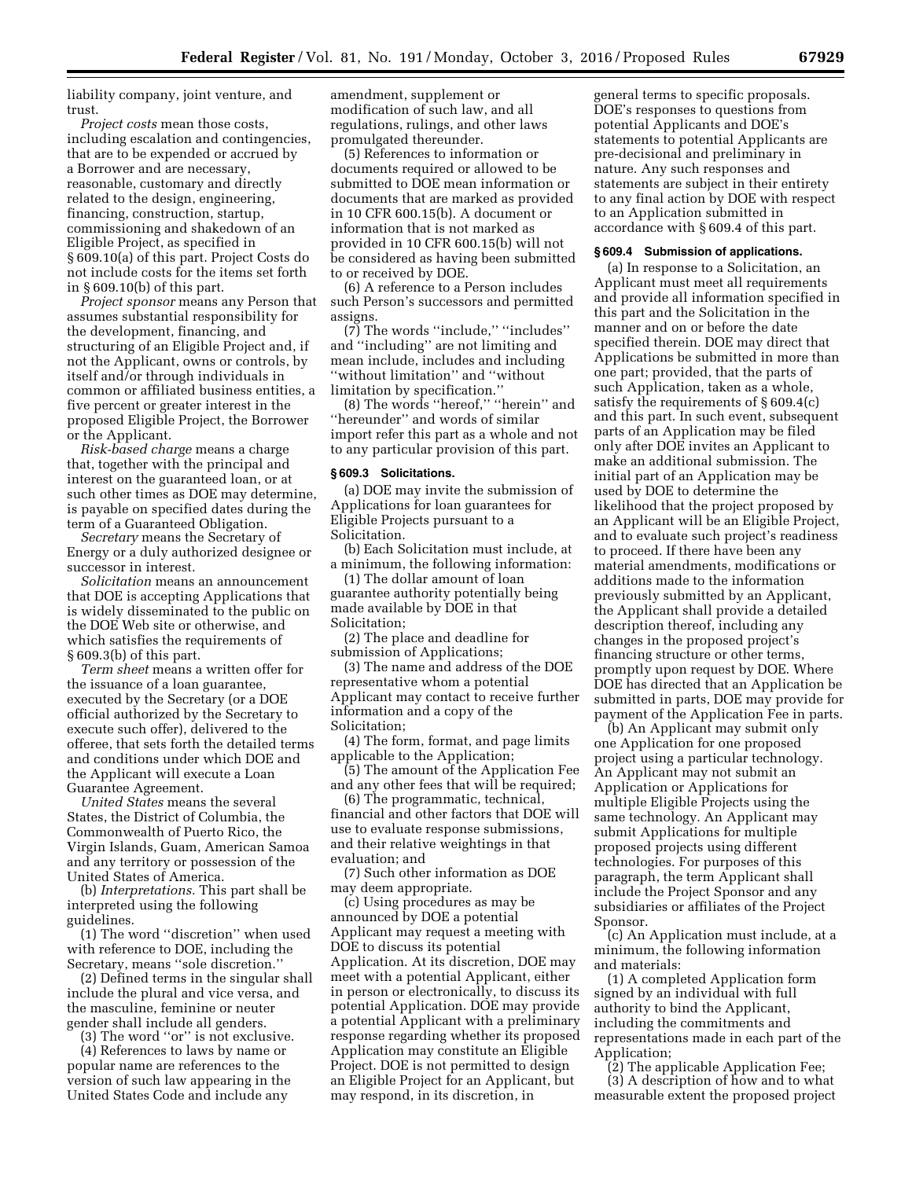liability company, joint venture, and trust.

*Project costs* mean those costs, including escalation and contingencies, that are to be expended or accrued by a Borrower and are necessary, reasonable, customary and directly related to the design, engineering, financing, construction, startup, commissioning and shakedown of an Eligible Project, as specified in § 609.10(a) of this part. Project Costs do not include costs for the items set forth in § 609.10(b) of this part.

*Project sponsor* means any Person that assumes substantial responsibility for the development, financing, and structuring of an Eligible Project and, if not the Applicant, owns or controls, by itself and/or through individuals in common or affiliated business entities, a five percent or greater interest in the proposed Eligible Project, the Borrower or the Applicant.

*Risk-based charge* means a charge that, together with the principal and interest on the guaranteed loan, or at such other times as DOE may determine, is payable on specified dates during the term of a Guaranteed Obligation.

*Secretary* means the Secretary of Energy or a duly authorized designee or successor in interest.

*Solicitation* means an announcement that DOE is accepting Applications that is widely disseminated to the public on the DOE Web site or otherwise, and which satisfies the requirements of § 609.3(b) of this part.

*Term sheet* means a written offer for the issuance of a loan guarantee, executed by the Secretary (or a DOE official authorized by the Secretary to execute such offer), delivered to the offeree, that sets forth the detailed terms and conditions under which DOE and the Applicant will execute a Loan Guarantee Agreement.

*United States* means the several States, the District of Columbia, the Commonwealth of Puerto Rico, the Virgin Islands, Guam, American Samoa and any territory or possession of the United States of America.

(b) *Interpretations.* This part shall be interpreted using the following guidelines.

(1) The word ''discretion'' when used with reference to DOE, including the Secretary, means ''sole discretion.''

(2) Defined terms in the singular shall include the plural and vice versa, and the masculine, feminine or neuter gender shall include all genders.

(3) The word ''or'' is not exclusive.

(4) References to laws by name or popular name are references to the version of such law appearing in the United States Code and include any amendment, supplement or modification of such law, and all regulations, rulings, and other laws promulgated thereunder.

(5) References to information or documents required or allowed to be submitted to DOE mean information or documents that are marked as provided in 10 CFR 600.15(b). A document or information that is not marked as provided in 10 CFR 600.15(b) will not be considered as having been submitted to or received by DOE.

(6) A reference to a Person includes such Person's successors and permitted assigns.

(7) The words ''include,'' ''includes'' and ''including'' are not limiting and mean include, includes and including ''without limitation'' and ''without limitation by specification.''

(8) The words ''hereof,'' ''herein'' and ''hereunder'' and words of similar import refer this part as a whole and not to any particular provision of this part.

### § 609.3 Solicitations.

(a) DOE may invite the submission of Applications for loan guarantees for Eligible Projects pursuant to a Solicitation.

(b) Each Solicitation must include, at a minimum, the following information:

(1) The dollar amount of loan guarantee authority potentially being made available by DOE in that Solicitation;

(2) The place and deadline for submission of Applications;

(3) The name and address of the DOE representative whom a potential Applicant may contact to receive further information and a copy of the Solicitation;

(4) The form, format, and page limits applicable to the Application;

(5) The amount of the Application Fee and any other fees that will be required;

(6) The programmatic, technical, financial and other factors that DOE will use to evaluate response submissions, and their relative weightings in that evaluation; and

(7) Such other information as DOE may deem appropriate.

(c) Using procedures as may be announced by DOE a potential Applicant may request a meeting with DOE to discuss its potential Application. At its discretion, DOE may meet with a potential Applicant, either in person or electronically, to discuss its potential Application. DOE may provide a potential Applicant with a preliminary response regarding whether its proposed Application may constitute an Eligible Project. DOE is not permitted to design an Eligible Project for an Applicant, but may respond, in its discretion, in general terms to specific proposals. DOE's responses to questions from potential Applicants and DOE's statements to potential Applicants are pre-decisional and preliminary in nature. Any such responses and statements are subject in their entirety to any final action by DOE with respect to an Application submitted in accordance with § 609.4 of this part.

### § 609.4 Submission of applications.

(a) In response to a Solicitation, an Applicant must meet all requirements and provide all information specified in this part and the Solicitation in the manner and on or before the date specified therein. DOE may direct that Applications be submitted in more than one part; provided, that the parts of such Application, taken as a whole, satisfy the requirements of § 609.4(c) and this part. In such event, subsequent parts of an Application may be filed only after DOE invites an Applicant to make an additional submission. The initial part of an Application may be used by DOE to determine the likelihood that the project proposed by an Applicant will be an Eligible Project, and to evaluate such project's readiness to proceed. If there have been any material amendments, modifications or additions made to the information previously submitted by an Applicant, the Applicant shall provide a detailed description thereof, including any changes in the proposed project's financing structure or other terms, promptly upon request by DOE. Where DOE has directed that an Application be submitted in parts, DOE may provide for payment of the Application Fee in parts.

(b) An Applicant may submit only one Application for one proposed project using a particular technology. An Applicant may not submit an Application or Applications for multiple Eligible Projects using the same technology. An Applicant may submit Applications for multiple proposed projects using different technologies. For purposes of this paragraph, the term Applicant shall include the Project Sponsor and any subsidiaries or affiliates of the Project Sponsor.

(c) An Application must include, at a minimum, the following information and materials:

(1) A completed Application form signed by an individual with full authority to bind the Applicant, including the commitments and representations made in each part of the Application;

(2) The applicable Application Fee;

(3) A description of how and to what measurable extent the proposed project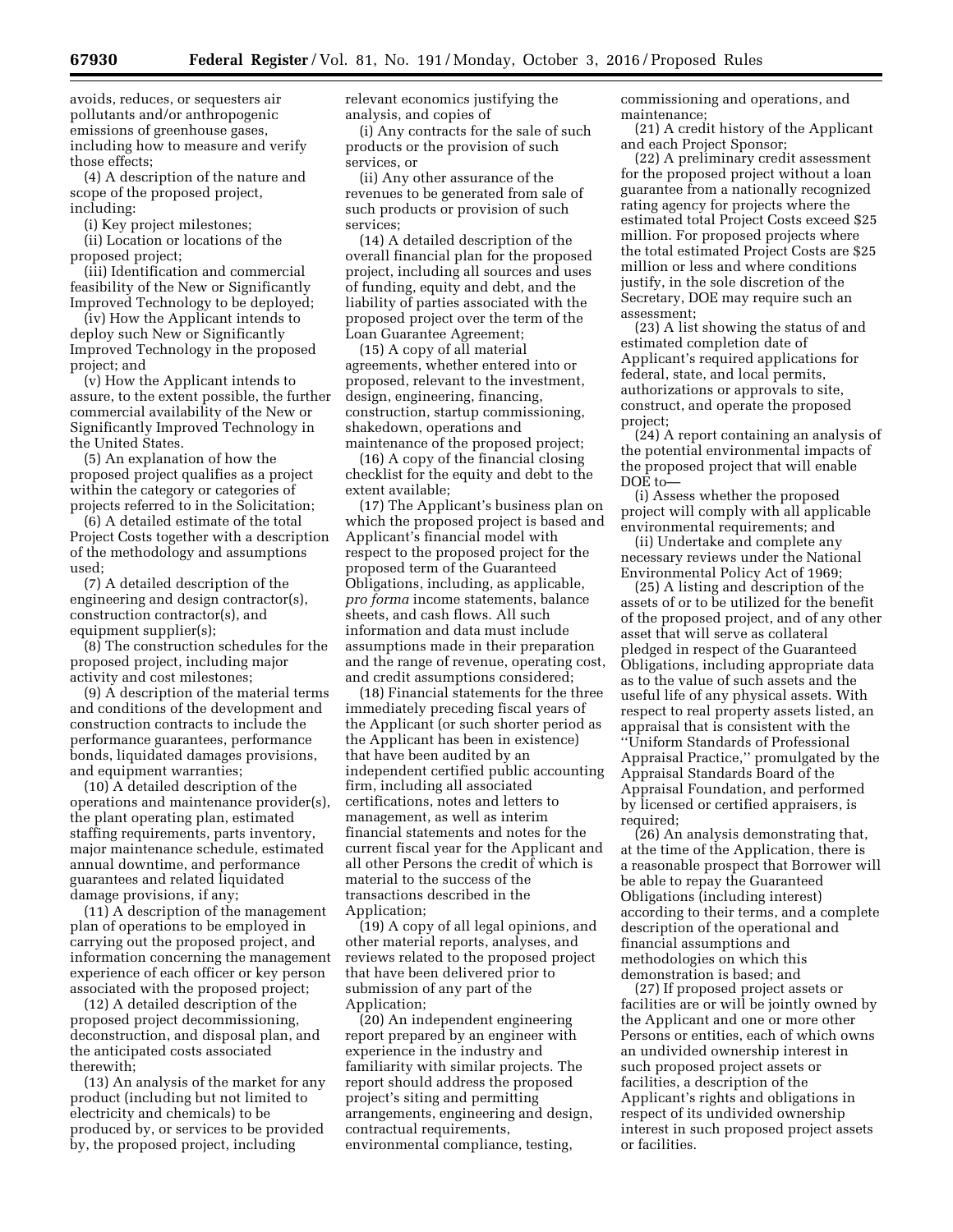avoids, reduces, or sequesters air pollutants and/or anthropogenic emissions of greenhouse gases, including how to measure and verify those effects;

(4) A description of the nature and scope of the proposed project, including:

(i) Key project milestones;

(ii) Location or locations of the proposed project;

(iii) Identification and commercial feasibility of the New or Significantly Improved Technology to be deployed;

(iv) How the Applicant intends to deploy such New or Significantly Improved Technology in the proposed project; and

(v) How the Applicant intends to assure, to the extent possible, the further commercial availability of the New or Significantly Improved Technology in the United States.

(5) An explanation of how the proposed project qualifies as a project within the category or categories of projects referred to in the Solicitation;

(6) A detailed estimate of the total Project Costs together with a description of the methodology and assumptions used;

(7) A detailed description of the engineering and design contractor(s), construction contractor(s), and equipment supplier(s);

(8) The construction schedules for the proposed project, including major activity and cost milestones;

(9) A description of the material terms and conditions of the development and construction contracts to include the performance guarantees, performance bonds, liquidated damages provisions, and equipment warranties;

(10) A detailed description of the operations and maintenance provider(s), the plant operating plan, estimated staffing requirements, parts inventory, major maintenance schedule, estimated annual downtime, and performance guarantees and related liquidated damage provisions, if any;

(11) A description of the management plan of operations to be employed in carrying out the proposed project, and information concerning the management experience of each officer or key person associated with the proposed project;

(12) A detailed description of the proposed project decommissioning, deconstruction, and disposal plan, and the anticipated costs associated therewith;

(13) An analysis of the market for any product (including but not limited to electricity and chemicals) to be produced by, or services to be provided by, the proposed project, including relevant economics justifying the analysis, and copies of

(i) Any contracts for the sale of such products or the provision of such services, or

(ii) Any other assurance of the revenues to be generated from sale of such products or provision of such services;

(14) A detailed description of the overall financial plan for the proposed project, including all sources and uses of funding, equity and debt, and the liability of parties associated with the proposed project over the term of the Loan Guarantee Agreement;

(15) A copy of all material agreements, whether entered into or proposed, relevant to the investment, design, engineering, financing, construction, startup commissioning, shakedown, operations and maintenance of the proposed project;

(16) A copy of the financial closing checklist for the equity and debt to the extent available;

(17) The Applicant's business plan on which the proposed project is based and Applicant's financial model with respect to the proposed project for the proposed term of the Guaranteed Obligations, including, as applicable, *pro forma* income statements, balance sheets, and cash flows. All such information and data must include assumptions made in their preparation and the range of revenue, operating cost, and credit assumptions considered;

(18) Financial statements for the three immediately preceding fiscal years of the Applicant (or such shorter period as the Applicant has been in existence) that have been audited by an independent certified public accounting firm, including all associated certifications, notes and letters to management, as well as interim financial statements and notes for the current fiscal year for the Applicant and all other Persons the credit of which is material to the success of the transactions described in the Application;

(19) A copy of all legal opinions, and other material reports, analyses, and reviews related to the proposed project that have been delivered prior to submission of any part of the Application;

(20) An independent engineering report prepared by an engineer with experience in the industry and familiarity with similar projects. The report should address the proposed project's siting and permitting arrangements, engineering and design, contractual requirements, environmental compliance, testing, commissioning and operations, and maintenance;

(21) A credit history of the Applicant and each Project Sponsor;

(22) A preliminary credit assessment for the proposed project without a loan guarantee from a nationally recognized rating agency for projects where the estimated total Project Costs exceed $25 million. For proposed projects where the total estimated Project Costs are $25 million or less and where conditions justify, in the sole discretion of the Secretary, DOE may require such an assessment;

(23) A list showing the status of and estimated completion date of Applicant's required applications for federal, state, and local permits, authorizations or approvals to site, construct, and operate the proposed project;

(24) A report containing an analysis of the potential environmental impacts of the proposed project that will enable DOE to—

(i) Assess whether the proposed project will comply with all applicable environmental requirements; and

(ii) Undertake and complete any necessary reviews under the National Environmental Policy Act of 1969;

(25) A listing and description of the assets of or to be utilized for the benefit of the proposed project, and of any other asset that will serve as collateral pledged in respect of the Guaranteed Obligations, including appropriate data as to the value of such assets and the useful life of any physical assets. With respect to real property assets listed, an appraisal that is consistent with the "Uniform Standards of Professional Appraisal Practice," promulgated by the Appraisal Standards Board of the Appraisal Foundation, and performed by licensed or certified appraisers, is required;

(26) An analysis demonstrating that, at the time of the Application, there is a reasonable prospect that Borrower will be able to repay the Guaranteed Obligations (including interest) according to their terms, and a complete description of the operational and financial assumptions and methodologies on which this demonstration is based; and

(27) If proposed project assets or facilities are or will be jointly owned by the Applicant and one or more other Persons or entities, each of which owns an undivided ownership interest in such proposed project assets or facilities, a description of the Applicant's rights and obligations in respect of its undivided ownership interest in such proposed project assets or facilities.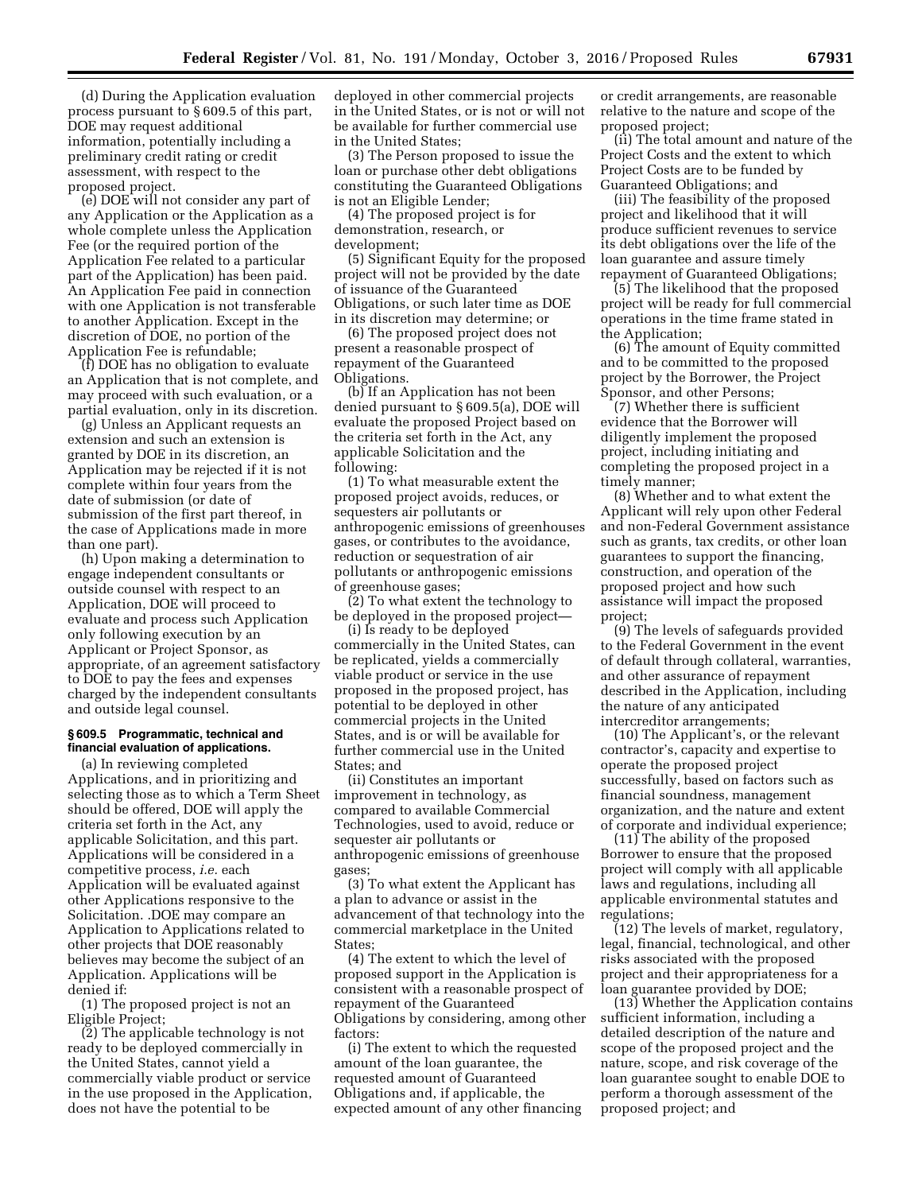(d) During the Application evaluation process pursuant to § 609.5 of this part, DOE may request additional information, potentially including a preliminary credit rating or credit assessment, with respect to the proposed project.

(e) DOE will not consider any part of any Application or the Application as a whole complete unless the Application Fee (or the required portion of the Application Fee related to a particular part of the Application) has been paid. An Application Fee paid in connection with one Application is not transferable to another Application. Except in the discretion of DOE, no portion of the Application Fee is refundable;

(f) DOE has no obligation to evaluate an Application that is not complete, and may proceed with such evaluation, or a partial evaluation, only in its discretion.

(g) Unless an Applicant requests an extension and such an extension is granted by DOE in its discretion, an Application may be rejected if it is not complete within four years from the date of submission (or date of submission of the first part thereof, in the case of Applications made in more than one part).

(h) Upon making a determination to engage independent consultants or outside counsel with respect to an Application, DOE will proceed to evaluate and process such Application only following execution by an Applicant or Project Sponsor, as appropriate, of an agreement satisfactory to DOE to pay the fees and expenses charged by the independent consultants and outside legal counsel.

**§ 609.5 Programmatic, technical and financial evaluation of applications.**

(a) In reviewing completed Applications, and in prioritizing and selecting those as to which a Term Sheet should be offered, DOE will apply the criteria set forth in the Act, any applicable Solicitation, and this part. Applications will be considered in a competitive process, *i.e.* each Application will be evaluated against other Applications responsive to the Solicitation. .DOE may compare an Application to Applications related to other projects that DOE reasonably believes may become the subject of an Application. Applications will be denied if:

(1) The proposed project is not an Eligible Project;

(2) The applicable technology is not ready to be deployed commercially in the United States, cannot yield a commercially viable product or service in the use proposed in the Application, does not have the potential to be deployed in other commercial projects in the United States, or is not or will not be available for further commercial use in the United States;

(3) The Person proposed to issue the loan or purchase other debt obligations constituting the Guaranteed Obligations is not an Eligible Lender;

(4) The proposed project is for demonstration, research, or development;

(5) Significant Equity for the proposed project will not be provided by the date of issuance of the Guaranteed Obligations, or such later time as DOE in its discretion may determine; or

(6) The proposed project does not present a reasonable prospect of repayment of the Guaranteed Obligations.

(b) If an Application has not been denied pursuant to § 609.5(a), DOE will evaluate the proposed Project based on the criteria set forth in the Act, any applicable Solicitation and the following:

(1) To what measurable extent the proposed project avoids, reduces, or sequesters air pollutants or anthropogenic emissions of greenhouses gases, or contributes to the avoidance, reduction or sequestration of air pollutants or anthropogenic emissions of greenhouse gases;

(2) To what extent the technology to be deployed in the proposed project—

(i) Is ready to be deployed commercially in the United States, can be replicated, yields a commercially viable product or service in the use proposed in the proposed project, has potential to be deployed in other commercial projects in the United States, and is or will be available for further commercial use in the United States; and

(ii) Constitutes an important improvement in technology, as compared to available Commercial Technologies, used to avoid, reduce or sequester air pollutants or anthropogenic emissions of greenhouse gases;

(3) To what extent the Applicant has a plan to advance or assist in the advancement of that technology into the commercial marketplace in the United States;

(4) The extent to which the level of proposed support in the Application is consistent with a reasonable prospect of repayment of the Guaranteed Obligations by considering, among other factors:

(i) The extent to which the requested amount of the loan guarantee, the requested amount of Guaranteed Obligations and, if applicable, the expected amount of any other financing or credit arrangements, are reasonable relative to the nature and scope of the proposed project;

(ii) The total amount and nature of the Project Costs and the extent to which Project Costs are to be funded by Guaranteed Obligations; and

(iii) The feasibility of the proposed project and likelihood that it will produce sufficient revenues to service its debt obligations over the life of the loan guarantee and assure timely repayment of Guaranteed Obligations;

(5) The likelihood that the proposed project will be ready for full commercial operations in the time frame stated in the Application;

(6) The amount of Equity committed and to be committed to the proposed project by the Borrower, the Project Sponsor, and other Persons;

(7) Whether there is sufficient evidence that the Borrower will diligently implement the proposed project, including initiating and completing the proposed project in a timely manner;

(8) Whether and to what extent the Applicant will rely upon other Federal and non-Federal Government assistance such as grants, tax credits, or other loan guarantees to support the financing, construction, and operation of the proposed project and how such assistance will impact the proposed project;

(9) The levels of safeguards provided to the Federal Government in the event of default through collateral, warranties, and other assurance of repayment described in the Application, including the nature of any anticipated intercreditor arrangements;

(10) The Applicant's, or the relevant contractor's, capacity and expertise to operate the proposed project successfully, based on factors such as financial soundness, management organization, and the nature and extent of corporate and individual experience;

(11) The ability of the proposed Borrower to ensure that the proposed project will comply with all applicable laws and regulations, including all applicable environmental statutes and regulations;

(12) The levels of market, regulatory, legal, financial, technological, and other risks associated with the proposed project and their appropriateness for a loan guarantee provided by DOE;

(13) Whether the Application contains sufficient information, including a detailed description of the nature and scope of the proposed project and the nature, scope, and risk coverage of the loan guarantee sought to enable DOE to perform a thorough assessment of the proposed project; and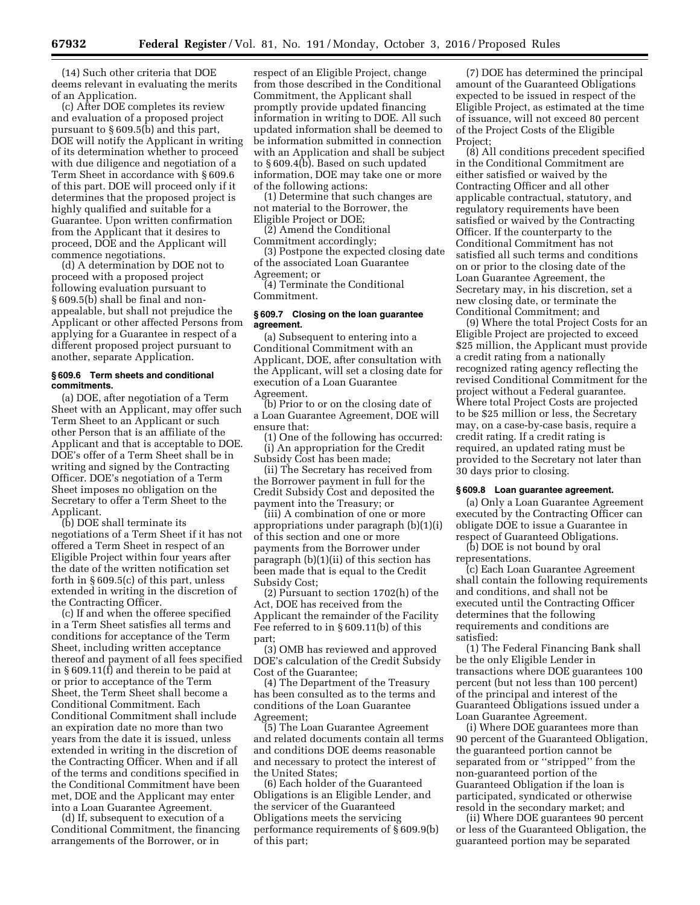(14) Such other criteria that DOE deems relevant in evaluating the merits of an Application.

(c) After DOE completes its review and evaluation of a proposed project pursuant to § 609.5(b) and this part, DOE will notify the Applicant in writing of its determination whether to proceed with due diligence and negotiation of a Term Sheet in accordance with § 609.6 of this part. DOE will proceed only if it determines that the proposed project is highly qualified and suitable for a Guarantee. Upon written confirmation from the Applicant that it desires to proceed, DOE and the Applicant will commence negotiations.

(d) A determination by DOE not to proceed with a proposed project following evaluation pursuant to § 609.5(b) shall be final and non-appealable, but shall not prejudice the Applicant or other affected Persons from applying for a Guarantee in respect of a different proposed project pursuant to another, separate Application.

#### § 609.6 Term sheets and conditional commitments.

(a) DOE, after negotiation of a Term Sheet with an Applicant, may offer such Term Sheet to an Applicant or such other Person that is an affiliate of the Applicant and that is acceptable to DOE. DOE's offer of a Term Sheet shall be in writing and signed by the Contracting Officer. DOE's negotiation of a Term Sheet imposes no obligation on the Secretary to offer a Term Sheet to the Applicant.

(b) DOE shall terminate its negotiations of a Term Sheet if it has not offered a Term Sheet in respect of an Eligible Project within four years after the date of the written notification set forth in § 609.5(c) of this part, unless extended in writing in the discretion of the Contracting Officer.

(c) If and when the offeree specified in a Term Sheet satisfies all terms and conditions for acceptance of the Term Sheet, including written acceptance thereof and payment of all fees specified in § 609.11(f) and therein to be paid at or prior to acceptance of the Term Sheet, the Term Sheet shall become a Conditional Commitment. Each Conditional Commitment shall include an expiration date no more than two years from the date it is issued, unless extended in writing in the discretion of the Contracting Officer. When and if all of the terms and conditions specified in the Conditional Commitment have been met, DOE and the Applicant may enter into a Loan Guarantee Agreement.

(d) If, subsequent to execution of a Conditional Commitment, the financing arrangements of the Borrower, or in respect of an Eligible Project, change from those described in the Conditional Commitment, the Applicant shall promptly provide updated financing information in writing to DOE. All such updated information shall be deemed to be information submitted in connection with an Application and shall be subject to § 609.4(b). Based on such updated information, DOE may take one or more of the following actions:

(1) Determine that such changes are not material to the Borrower, the Eligible Project or DOE;

(2) Amend the Conditional Commitment accordingly;

(3) Postpone the expected closing date of the associated Loan Guarantee Agreement; or

(4) Terminate the Conditional Commitment.

#### § 609.7 Closing on the loan guarantee agreement.

(a) Subsequent to entering into a Conditional Commitment with an Applicant, DOE, after consultation with the Applicant, will set a closing date for execution of a Loan Guarantee Agreement.

(b) Prior to or on the closing date of a Loan Guarantee Agreement, DOE will ensure that:

(1) One of the following has occurred:

(i) An appropriation for the Credit Subsidy Cost has been made;

(ii) The Secretary has received from the Borrower payment in full for the Credit Subsidy Cost and deposited the payment into the Treasury; or

(iii) A combination of one or more appropriations under paragraph (b)(1)(i) of this section and one or more payments from the Borrower under paragraph (b)(1)(ii) of this section has been made that is equal to the Credit Subsidy Cost;

(2) Pursuant to section 1702(h) of the Act, DOE has received from the Applicant the remainder of the Facility Fee referred to in § 609.11(b) of this part;

(3) OMB has reviewed and approved DOE's calculation of the Credit Subsidy Cost of the Guarantee;

(4) The Department of the Treasury has been consulted as to the terms and conditions of the Loan Guarantee Agreement;

(5) The Loan Guarantee Agreement and related documents contain all terms and conditions DOE deems reasonable and necessary to protect the interest of the United States;

(6) Each holder of the Guaranteed Obligations is an Eligible Lender, and the servicer of the Guaranteed Obligations meets the servicing performance requirements of § 609.9(b) of this part;

(7) DOE has determined the principal amount of the Guaranteed Obligations expected to be issued in respect of the Eligible Project, as estimated at the time of issuance, will not exceed 80 percent of the Project Costs of the Eligible Project;

(8) All conditions precedent specified in the Conditional Commitment are either satisfied or waived by the Contracting Officer and all other applicable contractual, statutory, and regulatory requirements have been satisfied or waived by the Contracting Officer. If the counterparty to the Conditional Commitment has not satisfied all such terms and conditions on or prior to the closing date of the Loan Guarantee Agreement, the Secretary may, in his discretion, set a new closing date, or terminate the Conditional Commitment; and

(9) Where the total Project Costs for an Eligible Project are projected to exceed $25 million, the Applicant must provide a credit rating from a nationally recognized rating agency reflecting the revised Conditional Commitment for the project without a Federal guarantee. Where total Project Costs are projected to be $25 million or less, the Secretary may, on a case-by-case basis, require a credit rating. If a credit rating is required, an updated rating must be provided to the Secretary not later than 30 days prior to closing.

#### § 609.8 Loan guarantee agreement.

(a) Only a Loan Guarantee Agreement executed by the Contracting Officer can obligate DOE to issue a Guarantee in respect of Guaranteed Obligations.

(b) DOE is not bound by oral representations.

(c) Each Loan Guarantee Agreement shall contain the following requirements and conditions, and shall not be executed until the Contracting Officer determines that the following requirements and conditions are satisfied:

(1) The Federal Financing Bank shall be the only Eligible Lender in transactions where DOE guarantees 100 percent (but not less than 100 percent) of the principal and interest of the Guaranteed Obligations issued under a Loan Guarantee Agreement.

(i) Where DOE guarantees more than 90 percent of the Guaranteed Obligation, the guaranteed portion cannot be separated from or "stripped" from the non-guaranteed portion of the Guaranteed Obligation if the loan is participated, syndicated or otherwise resold in the secondary market; and

(ii) Where DOE guarantees 90 percent or less of the Guaranteed Obligation, the guaranteed portion may be separated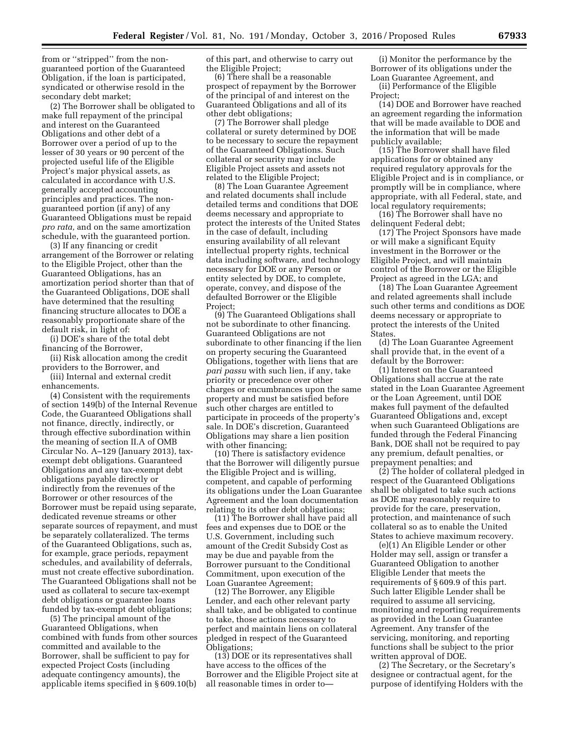from or ''stripped'' from the non-guaranteed portion of the Guaranteed Obligation, if the loan is participated, syndicated or otherwise resold in the secondary debt market;

(2) The Borrower shall be obligated to make full repayment of the principal and interest on the Guaranteed Obligations and other debt of a Borrower over a period of up to the lesser of 30 years or 90 percent of the projected useful life of the Eligible Project's major physical assets, as calculated in accordance with U.S. generally accepted accounting principles and practices. The non-guaranteed portion (if any) of any Guaranteed Obligations must be repaid *pro rata,* and on the same amortization schedule, with the guaranteed portion.

(3) If any financing or credit arrangement of the Borrower or relating to the Eligible Project, other than the Guaranteed Obligations, has an amortization period shorter than that of the Guaranteed Obligations, DOE shall have determined that the resulting financing structure allocates to DOE a reasonably proportionate share of the default risk, in light of:

(i) DOE's share of the total debt financing of the Borrower,

(ii) Risk allocation among the credit providers to the Borrower, and

(iii) Internal and external credit enhancements.

(4) Consistent with the requirements of section 149(b) of the Internal Revenue Code, the Guaranteed Obligations shall not finance, directly, indirectly, or through effective subordination within the meaning of section II.A of OMB Circular No. A–129 (January 2013), tax-exempt debt obligations. Guaranteed Obligations and any tax-exempt debt obligations payable directly or indirectly from the revenues of the Borrower or other resources of the Borrower must be repaid using separate, dedicated revenue streams or other separate sources of repayment, and must be separately collateralized. The terms of the Guaranteed Obligations, such as, for example, grace periods, repayment schedules, and availability of deferrals, must not create effective subordination. The Guaranteed Obligations shall not be used as collateral to secure tax-exempt debt obligations or guarantee loans funded by tax-exempt debt obligations;

(5) The principal amount of the Guaranteed Obligations, when combined with funds from other sources committed and available to the Borrower, shall be sufficient to pay for expected Project Costs (including adequate contingency amounts), the applicable items specified in § 609.10(b) of this part, and otherwise to carry out the Eligible Project;

(6) There shall be a reasonable prospect of repayment by the Borrower of the principal of and interest on the Guaranteed Obligations and all of its other debt obligations;

(7) The Borrower shall pledge collateral or surety determined by DOE to be necessary to secure the repayment of the Guaranteed Obligations. Such collateral or security may include Eligible Project assets and assets not related to the Eligible Project;

(8) The Loan Guarantee Agreement and related documents shall include detailed terms and conditions that DOE deems necessary and appropriate to protect the interests of the United States in the case of default, including ensuring availability of all relevant intellectual property rights, technical data including software, and technology necessary for DOE or any Person or entity selected by DOE, to complete, operate, convey, and dispose of the defaulted Borrower or the Eligible Project;

(9) The Guaranteed Obligations shall not be subordinate to other financing. Guaranteed Obligations are not subordinate to other financing if the lien on property securing the Guaranteed Obligations, together with liens that are *pari passu* with such lien, if any, take priority or precedence over other charges or encumbrances upon the same property and must be satisfied before such other charges are entitled to participate in proceeds of the property's sale. In DOE's discretion, Guaranteed Obligations may share a lien position with other financing;

(10) There is satisfactory evidence that the Borrower will diligently pursue the Eligible Project and is willing, competent, and capable of performing its obligations under the Loan Guarantee Agreement and the loan documentation relating to its other debt obligations;

(11) The Borrower shall have paid all fees and expenses due to DOE or the U.S. Government, including such amount of the Credit Subsidy Cost as may be due and payable from the Borrower pursuant to the Conditional Commitment, upon execution of the Loan Guarantee Agreement;

(12) The Borrower, any Eligible Lender, and each other relevant party shall take, and be obligated to continue to take, those actions necessary to perfect and maintain liens on collateral pledged in respect of the Guaranteed Obligations;

(13) DOE or its representatives shall have access to the offices of the Borrower and the Eligible Project site at all reasonable times in order to—

(i) Monitor the performance by the Borrower of its obligations under the Loan Guarantee Agreement, and

(ii) Performance of the Eligible Project;

(14) DOE and Borrower have reached an agreement regarding the information that will be made available to DOE and the information that will be made publicly available;

(15) The Borrower shall have filed applications for or obtained any required regulatory approvals for the Eligible Project and is in compliance, or promptly will be in compliance, where appropriate, with all Federal, state, and local regulatory requirements;

(16) The Borrower shall have no delinquent Federal debt;

(17) The Project Sponsors have made or will make a significant Equity investment in the Borrower or the Eligible Project, and will maintain control of the Borrower or the Eligible Project as agreed in the LGA; and

(18) The Loan Guarantee Agreement and related agreements shall include such other terms and conditions as DOE deems necessary or appropriate to protect the interests of the United States.

(d) The Loan Guarantee Agreement shall provide that, in the event of a default by the Borrower:

(1) Interest on the Guaranteed Obligations shall accrue at the rate stated in the Loan Guarantee Agreement or the Loan Agreement, until DOE makes full payment of the defaulted Guaranteed Obligations and, except when such Guaranteed Obligations are funded through the Federal Financing Bank, DOE shall not be required to pay any premium, default penalties, or prepayment penalties; and

(2) The holder of collateral pledged in respect of the Guaranteed Obligations shall be obligated to take such actions as DOE may reasonably require to provide for the care, preservation, protection, and maintenance of such collateral so as to enable the United States to achieve maximum recovery.

(e)(1) An Eligible Lender or other Holder may sell, assign or transfer a Guaranteed Obligation to another Eligible Lender that meets the requirements of § 609.9 of this part. Such latter Eligible Lender shall be required to assume all servicing, monitoring and reporting requirements as provided in the Loan Guarantee Agreement. Any transfer of the servicing, monitoring, and reporting functions shall be subject to the prior written approval of DOE.

(2) The Secretary, or the Secretary's designee or contractual agent, for the purpose of identifying Holders with the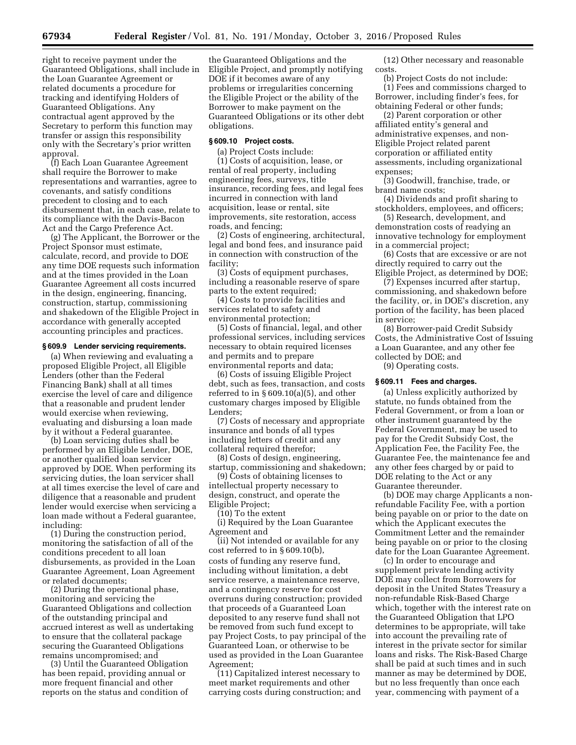right to receive payment under the Guaranteed Obligations, shall include in the Loan Guarantee Agreement or related documents a procedure for tracking and identifying Holders of Guaranteed Obligations. Any contractual agent approved by the Secretary to perform this function may transfer or assign this responsibility only with the Secretary's prior written approval.

(f) Each Loan Guarantee Agreement shall require the Borrower to make representations and warranties, agree to covenants, and satisfy conditions precedent to closing and to each disbursement that, in each case, relate to its compliance with the Davis-Bacon Act and the Cargo Preference Act.

(g) The Applicant, the Borrower or the Project Sponsor must estimate, calculate, record, and provide to DOE any time DOE requests such information and at the times provided in the Loan Guarantee Agreement all costs incurred in the design, engineering, financing, construction, startup, commissioning and shakedown of the Eligible Project in accordance with generally accepted accounting principles and practices.

### § 609.9 Lender servicing requirements.

(a) When reviewing and evaluating a proposed Eligible Project, all Eligible Lenders (other than the Federal Financing Bank) shall at all times exercise the level of care and diligence that a reasonable and prudent lender would exercise when reviewing, evaluating and disbursing a loan made by it without a Federal guarantee.

(b) Loan servicing duties shall be performed by an Eligible Lender, DOE, or another qualified loan servicer approved by DOE. When performing its servicing duties, the loan servicer shall at all times exercise the level of care and diligence that a reasonable and prudent lender would exercise when servicing a loan made without a Federal guarantee, including:

(1) During the construction period, monitoring the satisfaction of all of the conditions precedent to all loan disbursements, as provided in the Loan Guarantee Agreement, Loan Agreement or related documents;

(2) During the operational phase, monitoring and servicing the Guaranteed Obligations and collection of the outstanding principal and accrued interest as well as undertaking to ensure that the collateral package securing the Guaranteed Obligations remains uncompromised; and

(3) Until the Guaranteed Obligation has been repaid, providing annual or more frequent financial and other reports on the status and condition of the Guaranteed Obligations and the Eligible Project, and promptly notifying DOE if it becomes aware of any problems or irregularities concerning the Eligible Project or the ability of the Borrower to make payment on the Guaranteed Obligations or its other debt obligations.

### § 609.10 Project costs.

(a) Project Costs include:

(1) Costs of acquisition, lease, or rental of real property, including engineering fees, surveys, title insurance, recording fees, and legal fees incurred in connection with land acquisition, lease or rental, site improvements, site restoration, access roads, and fencing;

(2) Costs of engineering, architectural, legal and bond fees, and insurance paid in connection with construction of the facility;

(3) Costs of equipment purchases, including a reasonable reserve of spare parts to the extent required;

(4) Costs to provide facilities and services related to safety and environmental protection;

(5) Costs of financial, legal, and other professional services, including services necessary to obtain required licenses and permits and to prepare environmental reports and data;

(6) Costs of issuing Eligible Project debt, such as fees, transaction, and costs referred to in § 609.10(a)(5), and other customary charges imposed by Eligible Lenders;

(7) Costs of necessary and appropriate insurance and bonds of all types including letters of credit and any collateral required therefor;

(8) Costs of design, engineering, startup, commissioning and shakedown;

(9) Costs of obtaining licenses to intellectual property necessary to design, construct, and operate the Eligible Project;

(10) To the extent

(i) Required by the Loan Guarantee Agreement and

(ii) Not intended or available for any cost referred to in § 609.10(b),

costs of funding any reserve fund, including without limitation, a debt service reserve, a maintenance reserve, and a contingency reserve for cost overruns during construction; provided that proceeds of a Guaranteed Loan deposited to any reserve fund shall not be removed from such fund except to pay Project Costs, to pay principal of the Guaranteed Loan, or otherwise to be used as provided in the Loan Guarantee Agreement;

(11) Capitalized interest necessary to meet market requirements and other carrying costs during construction; and

(12) Other necessary and reasonable costs.

(b) Project Costs do not include:

(1) Fees and commissions charged to Borrower, including finder's fees, for obtaining Federal or other funds;

(2) Parent corporation or other affiliated entity's general and administrative expenses, and non-Eligible Project related parent corporation or affiliated entity assessments, including organizational expenses;

(3) Goodwill, franchise, trade, or brand name costs;

(4) Dividends and profit sharing to stockholders, employees, and officers;

(5) Research, development, and demonstration costs of readying an innovative technology for employment in a commercial project;

(6) Costs that are excessive or are not directly required to carry out the Eligible Project, as determined by DOE;

(7) Expenses incurred after startup, commissioning, and shakedown before the facility, or, in DOE's discretion, any portion of the facility, has been placed in service;

(8) Borrower-paid Credit Subsidy Costs, the Administrative Cost of Issuing a Loan Guarantee, and any other fee collected by DOE; and

(9) Operating costs.

### § 609.11 Fees and charges.

(a) Unless explicitly authorized by statute, no funds obtained from the Federal Government, or from a loan or other instrument guaranteed by the Federal Government, may be used to pay for the Credit Subsidy Cost, the Application Fee, the Facility Fee, the Guarantee Fee, the maintenance fee and any other fees charged by or paid to DOE relating to the Act or any Guarantee thereunder.

(b) DOE may charge Applicants a non-refundable Facility Fee, with a portion being payable on or prior to the date on which the Applicant executes the Commitment Letter and the remainder being payable on or prior to the closing date for the Loan Guarantee Agreement.

(c) In order to encourage and supplement private lending activity DOE may collect from Borrowers for deposit in the United States Treasury a non-refundable Risk-Based Charge which, together with the interest rate on the Guaranteed Obligation that LPO determines to be appropriate, will take into account the prevailing rate of interest in the private sector for similar loans and risks. The Risk-Based Charge shall be paid at such times and in such manner as may be determined by DOE, but no less frequently than once each year, commencing with payment of a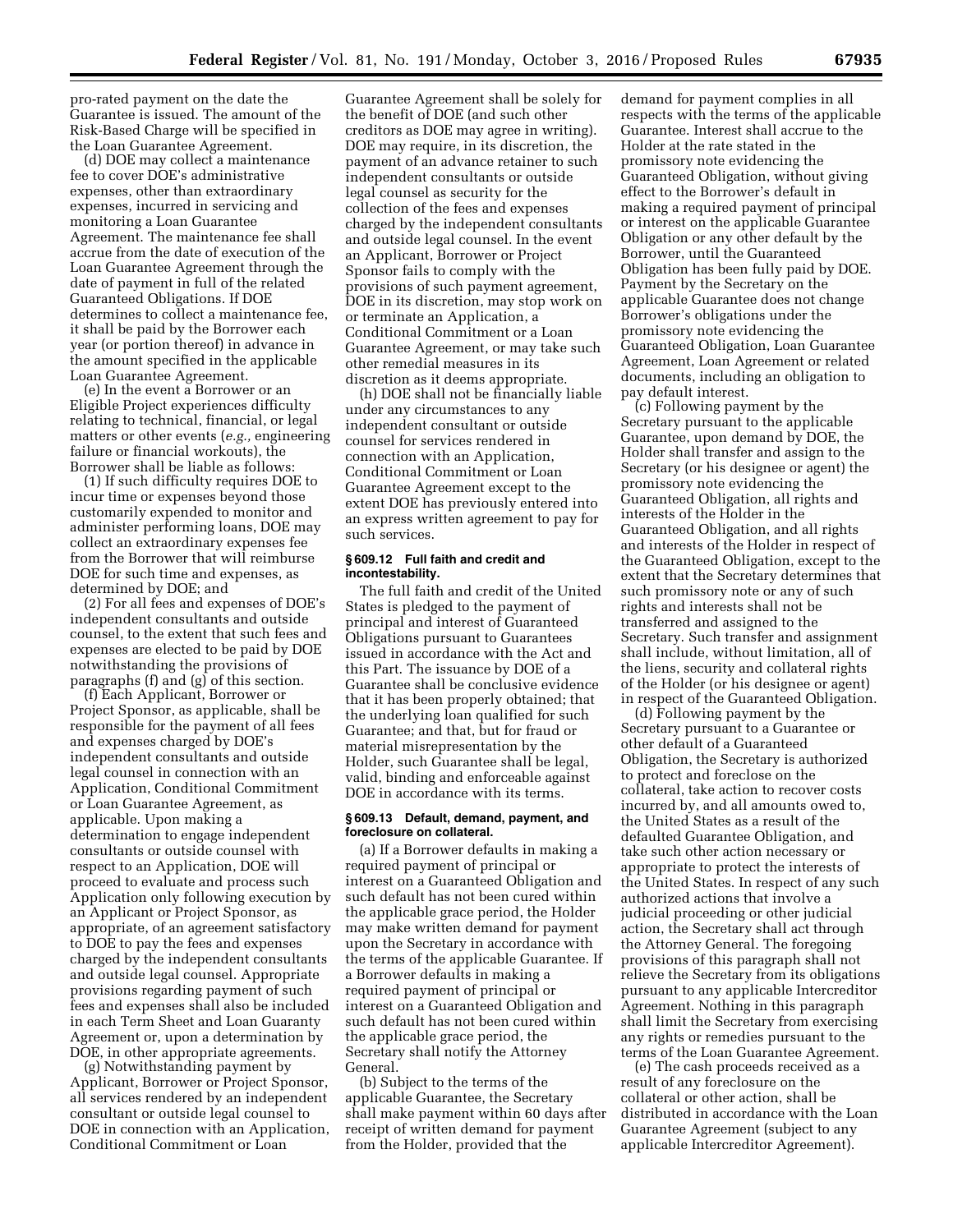pro-rated payment on the date the Guarantee is issued. The amount of the Risk-Based Charge will be specified in the Loan Guarantee Agreement.

(d) DOE may collect a maintenance fee to cover DOE's administrative expenses, other than extraordinary expenses, incurred in servicing and monitoring a Loan Guarantee Agreement. The maintenance fee shall accrue from the date of execution of the Loan Guarantee Agreement through the date of payment in full of the related Guaranteed Obligations. If DOE determines to collect a maintenance fee, it shall be paid by the Borrower each year (or portion thereof) in advance in the amount specified in the applicable Loan Guarantee Agreement.

(e) In the event a Borrower or an Eligible Project experiences difficulty relating to technical, financial, or legal matters or other events (*e.g.,* engineering failure or financial workouts), the Borrower shall be liable as follows:

(1) If such difficulty requires DOE to incur time or expenses beyond those customarily expended to monitor and administer performing loans, DOE may collect an extraordinary expenses fee from the Borrower that will reimburse DOE for such time and expenses, as determined by DOE; and

(2) For all fees and expenses of DOE's independent consultants and outside counsel, to the extent that such fees and expenses are elected to be paid by DOE notwithstanding the provisions of paragraphs (f) and (g) of this section.

(f) Each Applicant, Borrower or Project Sponsor, as applicable, shall be responsible for the payment of all fees and expenses charged by DOE's independent consultants and outside legal counsel in connection with an Application, Conditional Commitment or Loan Guarantee Agreement, as applicable. Upon making a determination to engage independent consultants or outside counsel with respect to an Application, DOE will proceed to evaluate and process such Application only following execution by an Applicant or Project Sponsor, as appropriate, of an agreement satisfactory to DOE to pay the fees and expenses charged by the independent consultants and outside legal counsel. Appropriate provisions regarding payment of such fees and expenses shall also be included in each Term Sheet and Loan Guaranty Agreement or, upon a determination by DOE, in other appropriate agreements.

(g) Notwithstanding payment by Applicant, Borrower or Project Sponsor, all services rendered by an independent consultant or outside legal counsel to DOE in connection with an Application, Conditional Commitment or Loan Guarantee Agreement shall be solely for the benefit of DOE (and such other creditors as DOE may agree in writing). DOE may require, in its discretion, the payment of an advance retainer to such independent consultants or outside legal counsel as security for the collection of the fees and expenses charged by the independent consultants and outside legal counsel. In the event an Applicant, Borrower or Project Sponsor fails to comply with the provisions of such payment agreement, DOE in its discretion, may stop work on or terminate an Application, a Conditional Commitment or a Loan Guarantee Agreement, or may take such other remedial measures in its discretion as it deems appropriate.

(h) DOE shall not be financially liable under any circumstances to any independent consultant or outside counsel for services rendered in connection with an Application, Conditional Commitment or Loan Guarantee Agreement except to the extent DOE has previously entered into an express written agreement to pay for such services.

#### § 609.12 Full faith and credit and incontestability.

The full faith and credit of the United States is pledged to the payment of principal and interest of Guaranteed Obligations pursuant to Guarantees issued in accordance with the Act and this Part. The issuance by DOE of a Guarantee shall be conclusive evidence that it has been properly obtained; that the underlying loan qualified for such Guarantee; and that, but for fraud or material misrepresentation by the Holder, such Guarantee shall be legal, valid, binding and enforceable against DOE in accordance with its terms.

#### § 609.13 Default, demand, payment, and foreclosure on collateral.

(a) If a Borrower defaults in making a required payment of principal or interest on a Guaranteed Obligation and such default has not been cured within the applicable grace period, the Holder may make written demand for payment upon the Secretary in accordance with the terms of the applicable Guarantee. If a Borrower defaults in making a required payment of principal or interest on a Guaranteed Obligation and such default has not been cured within the applicable grace period, the Secretary shall notify the Attorney General.

(b) Subject to the terms of the applicable Guarantee, the Secretary shall make payment within 60 days after receipt of written demand for payment from the Holder, provided that the demand for payment complies in all respects with the terms of the applicable Guarantee. Interest shall accrue to the Holder at the rate stated in the promissory note evidencing the Guaranteed Obligation, without giving effect to the Borrower's default in making a required payment of principal or interest on the applicable Guarantee Obligation or any other default by the Borrower, until the Guaranteed Obligation has been fully paid by DOE. Payment by the Secretary on the applicable Guarantee does not change Borrower's obligations under the promissory note evidencing the Guaranteed Obligation, Loan Guarantee Agreement, Loan Agreement or related documents, including an obligation to pay default interest.

(c) Following payment by the Secretary pursuant to the applicable Guarantee, upon demand by DOE, the Holder shall transfer and assign to the Secretary (or his designee or agent) the promissory note evidencing the Guaranteed Obligation, all rights and interests of the Holder in the Guaranteed Obligation, and all rights and interests of the Holder in respect of the Guaranteed Obligation, except to the extent that the Secretary determines that such promissory note or any of such rights and interests shall not be transferred and assigned to the Secretary. Such transfer and assignment shall include, without limitation, all of the liens, security and collateral rights of the Holder (or his designee or agent) in respect of the Guaranteed Obligation.

(d) Following payment by the Secretary pursuant to a Guarantee or other default of a Guaranteed Obligation, the Secretary is authorized to protect and foreclose on the collateral, take action to recover costs incurred by, and all amounts owed to, the United States as a result of the defaulted Guarantee Obligation, and take such other action necessary or appropriate to protect the interests of the United States. In respect of any such authorized actions that involve a judicial proceeding or other judicial action, the Secretary shall act through the Attorney General. The foregoing provisions of this paragraph shall not relieve the Secretary from its obligations pursuant to any applicable Intercreditor Agreement. Nothing in this paragraph shall limit the Secretary from exercising any rights or remedies pursuant to the terms of the Loan Guarantee Agreement.

(e) The cash proceeds received as a result of any foreclosure on the collateral or other action, shall be distributed in accordance with the Loan Guarantee Agreement (subject to any applicable Intercreditor Agreement).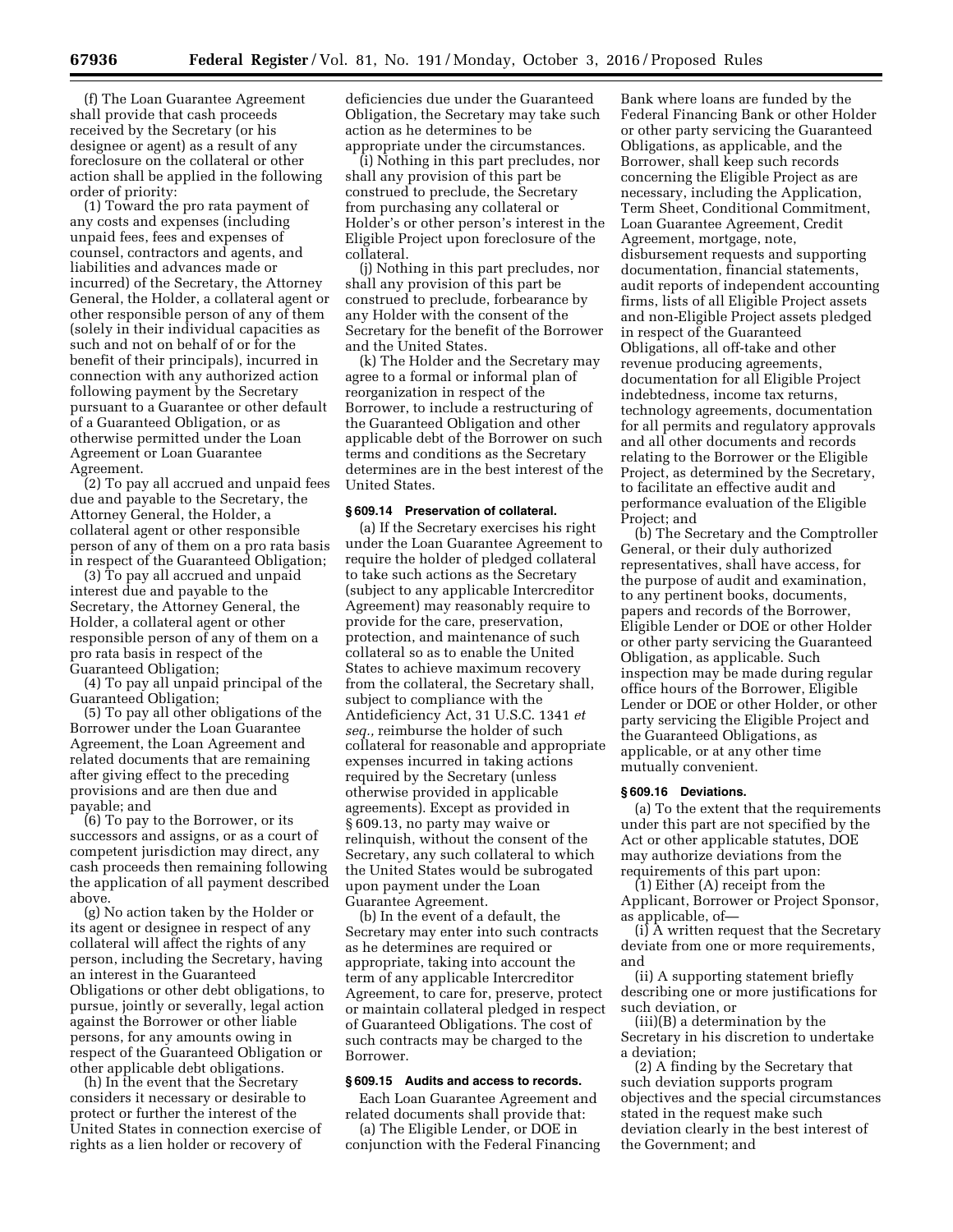(f) The Loan Guarantee Agreement shall provide that cash proceeds received by the Secretary (or his designee or agent) as a result of any foreclosure on the collateral or other action shall be applied in the following order of priority:

(1) Toward the pro rata payment of any costs and expenses (including unpaid fees, fees and expenses of counsel, contractors and agents, and liabilities and advances made or incurred) of the Secretary, the Attorney General, the Holder, a collateral agent or other responsible person of any of them (solely in their individual capacities as such and not on behalf of or for the benefit of their principals), incurred in connection with any authorized action following payment by the Secretary pursuant to a Guarantee or other default of a Guaranteed Obligation, or as otherwise permitted under the Loan Agreement or Loan Guarantee Agreement.

(2) To pay all accrued and unpaid fees due and payable to the Secretary, the Attorney General, the Holder, a collateral agent or other responsible person of any of them on a pro rata basis in respect of the Guaranteed Obligation;

(3) To pay all accrued and unpaid interest due and payable to the Secretary, the Attorney General, the Holder, a collateral agent or other responsible person of any of them on a pro rata basis in respect of the Guaranteed Obligation;

(4) To pay all unpaid principal of the Guaranteed Obligation;

(5) To pay all other obligations of the Borrower under the Loan Guarantee Agreement, the Loan Agreement and related documents that are remaining after giving effect to the preceding provisions and are then due and payable; and

(6) To pay to the Borrower, or its successors and assigns, or as a court of competent jurisdiction may direct, any cash proceeds then remaining following the application of all payment described above.

(g) No action taken by the Holder or its agent or designee in respect of any collateral will affect the rights of any person, including the Secretary, having an interest in the Guaranteed Obligations or other debt obligations, to pursue, jointly or severally, legal action against the Borrower or other liable persons, for any amounts owing in respect of the Guaranteed Obligation or other applicable debt obligations.

(h) In the event that the Secretary considers it necessary or desirable to protect or further the interest of the United States in connection exercise of rights as a lien holder or recovery of deficiencies due under the Guaranteed Obligation, the Secretary may take such action as he determines to be appropriate under the circumstances.

(i) Nothing in this part precludes, nor shall any provision of this part be construed to preclude, the Secretary from purchasing any collateral or Holder's or other person's interest in the Eligible Project upon foreclosure of the collateral.

(j) Nothing in this part precludes, nor shall any provision of this part be construed to preclude, forbearance by any Holder with the consent of the Secretary for the benefit of the Borrower and the United States.

(k) The Holder and the Secretary may agree to a formal or informal plan of reorganization in respect of the Borrower, to include a restructuring of the Guaranteed Obligation and other applicable debt of the Borrower on such terms and conditions as the Secretary determines are in the best interest of the United States.

### § 609.14 Preservation of collateral.

(a) If the Secretary exercises his right under the Loan Guarantee Agreement to require the holder of pledged collateral to take such actions as the Secretary (subject to any applicable Intercreditor Agreement) may reasonably require to provide for the care, preservation, protection, and maintenance of such collateral so as to enable the United States to achieve maximum recovery from the collateral, the Secretary shall, subject to compliance with the Antideficiency Act, 31 U.S.C. 1341 *et seq.*, reimburse the holder of such collateral for reasonable and appropriate expenses incurred in taking actions required by the Secretary (unless otherwise provided in applicable agreements). Except as provided in § 609.13, no party may waive or relinquish, without the consent of the Secretary, any such collateral to which the United States would be subrogated upon payment under the Loan Guarantee Agreement.

(b) In the event of a default, the Secretary may enter into such contracts as he determines are required or appropriate, taking into account the term of any applicable Intercreditor Agreement, to care for, preserve, protect or maintain collateral pledged in respect of Guaranteed Obligations. The cost of such contracts may be charged to the Borrower.

### § 609.15 Audits and access to records.

Each Loan Guarantee Agreement and related documents shall provide that:

(a) The Eligible Lender, or DOE in conjunction with the Federal Financing Bank where loans are funded by the Federal Financing Bank or other Holder or other party servicing the Guaranteed Obligations, as applicable, and the Borrower, shall keep such records concerning the Eligible Project as are necessary, including the Application, Term Sheet, Conditional Commitment, Loan Guarantee Agreement, Credit Agreement, mortgage, note, disbursement requests and supporting documentation, financial statements, audit reports of independent accounting firms, lists of all Eligible Project assets and non-Eligible Project assets pledged in respect of the Guaranteed Obligations, all off-take and other revenue producing agreements, documentation for all Eligible Project indebtedness, income tax returns, technology agreements, documentation for all permits and regulatory approvals and all other documents and records relating to the Borrower or the Eligible Project, as determined by the Secretary, to facilitate an effective audit and performance evaluation of the Eligible Project; and

(b) The Secretary and the Comptroller General, or their duly authorized representatives, shall have access, for the purpose of audit and examination, to any pertinent books, documents, papers and records of the Borrower, Eligible Lender or DOE or other Holder or other party servicing the Guaranteed Obligation, as applicable. Such inspection may be made during regular office hours of the Borrower, Eligible Lender or DOE or other Holder, or other party servicing the Eligible Project and the Guaranteed Obligations, as applicable, or at any other time mutually convenient.

### § 609.16 Deviations.

(a) To the extent that the requirements under this part are not specified by the Act or other applicable statutes, DOE may authorize deviations from the requirements of this part upon:

(1) Either (A) receipt from the Applicant, Borrower or Project Sponsor, as applicable, of—

(i) A written request that the Secretary deviate from one or more requirements, and

(ii) A supporting statement briefly describing one or more justifications for such deviation, or

(iii)(B) a determination by the Secretary in his discretion to undertake a deviation;

(2) A finding by the Secretary that such deviation supports program objectives and the special circumstances stated in the request make such deviation clearly in the best interest of the Government; and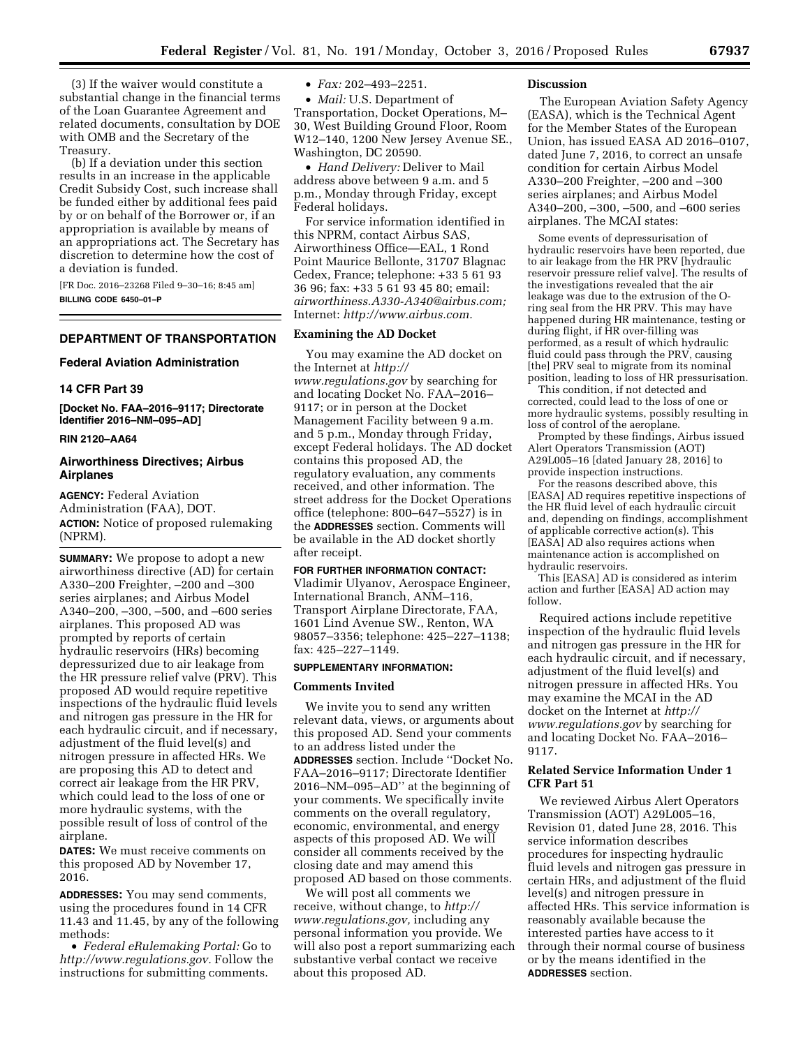(3) If the waiver would constitute a substantial change in the financial terms of the Loan Guarantee Agreement and related documents, consultation by DOE with OMB and the Secretary of the Treasury.

(b) If a deviation under this section results in an increase in the applicable Credit Subsidy Cost, such increase shall be funded either by additional fees paid by or on behalf of the Borrower or, if an appropriation is available by means of an appropriations act. The Secretary has discretion to determine how the cost of a deviation is funded.

[FR Doc. 2016–23268 Filed 9–30–16; 8:45 am]

**BILLING CODE 6450–01–P**

---

## DEPARTMENT OF TRANSPORTATION

### Federal Aviation Administration

### 14 CFR Part 39

**[Docket No. FAA–2016–9117; Directorate Identifier 2016–NM–095–AD]**

**RIN 2120–AA64**

### Airworthiness Directives; Airbus Airplanes

**AGENCY:** Federal Aviation Administration (FAA), DOT.

**ACTION:** Notice of proposed rulemaking (NPRM).

**SUMMARY:** We propose to adopt a new airworthiness directive (AD) for certain A330–200 Freighter, –200 and –300 series airplanes; and Airbus Model A340–200, –300, –500, and –600 series airplanes. This proposed AD was prompted by reports of certain hydraulic reservoirs (HRs) becoming depressurized due to air leakage from the HR pressure relief valve (PRV). This proposed AD would require repetitive inspections of the hydraulic fluid levels and nitrogen gas pressure in the HR for each hydraulic circuit, and if necessary, adjustment of the fluid level(s) and nitrogen pressure in affected HRs. We are proposing this AD to detect and correct air leakage from the HR PRV, which could lead to the loss of one or more hydraulic systems, with the possible result of loss of control of the airplane.

**DATES:** We must receive comments on this proposed AD by November 17, 2016.

**ADDRESSES:** You may send comments, using the procedures found in 14 CFR 11.43 and 11.45, by any of the following methods:

- *Federal eRulemaking Portal:* Go to *http://www.regulations.gov.* Follow the instructions for submitting comments.
- *Fax:* 202–493–2251.
- *Mail:* U.S. Department of Transportation, Docket Operations, M–30, West Building Ground Floor, Room W12–140, 1200 New Jersey Avenue SE., Washington, DC 20590.
- *Hand Delivery:* Deliver to Mail address above between 9 a.m. and 5 p.m., Monday through Friday, except Federal holidays.

For service information identified in this NPRM, contact Airbus SAS, Airworthiness Office—EAL, 1 Rond Point Maurice Bellonte, 31707 Blagnac Cedex, France; telephone: +33 5 61 93 36 96; fax: +33 5 61 93 45 80; email: *airworthiness.A330-A340@airbus.com;* Internet: *http://www.airbus.com.*

#### Examining the AD Docket

You may examine the AD docket on the Internet at *http://www.regulations.gov* by searching for and locating Docket No. FAA–2016–9117; or in person at the Docket Management Facility between 9 a.m. and 5 p.m., Monday through Friday, except Federal holidays. The AD docket contains this proposed AD, the regulatory evaluation, any comments received, and other information. The street address for the Docket Operations office (telephone: 800–647–5527) is in the **ADDRESSES** section. Comments will be available in the AD docket shortly after receipt.

**FOR FURTHER INFORMATION CONTACT:** Vladimir Ulyanov, Aerospace Engineer, International Branch, ANM–116, Transport Airplane Directorate, FAA, 1601 Lind Avenue SW., Renton, WA 98057–3356; telephone: 425–227–1138; fax: 425–227–1149.

**SUPPLEMENTARY INFORMATION:**

#### Comments Invited

We invite you to send any written relevant data, views, or arguments about this proposed AD. Send your comments to an address listed under the **ADDRESSES** section. Include ''Docket No. FAA–2016–9117; Directorate Identifier 2016–NM–095–AD'' at the beginning of your comments. We specifically invite comments on the overall regulatory, economic, environmental, and energy aspects of this proposed AD. We will consider all comments received by the closing date and may amend this proposed AD based on those comments.

We will post all comments we receive, without change, to *http://www.regulations.gov,* including any personal information you provide. We will also post a report summarizing each substantive verbal contact we receive about this proposed AD.

#### Discussion

The European Aviation Safety Agency (EASA), which is the Technical Agent for the Member States of the European Union, has issued EASA AD 2016–0107, dated June 7, 2016, to correct an unsafe condition for certain Airbus Model A330–200 Freighter, –200 and –300 series airplanes; and Airbus Model A340–200, –300, –500, and –600 series airplanes. The MCAI states:

> Some events of depressurisation of hydraulic reservoirs have been reported, due to air leakage from the HR PRV [hydraulic reservoir pressure relief valve]. The results of the investigations revealed that the air leakage was due to the extrusion of the O-ring seal from the HR PRV. This may have happened during HR maintenance, testing or during flight, if HR over-filling was performed, as a result of which hydraulic fluid could pass through the PRV, causing [the] PRV seal to migrate from its nominal position, leading to loss of HR pressurisation.
>
> This condition, if not detected and corrected, could lead to the loss of one or more hydraulic systems, possibly resulting in loss of control of the aeroplane.
>
> Prompted by these findings, Airbus issued Alert Operators Transmission (AOT) A29L005–16 [dated January 28, 2016] to provide inspection instructions.
>
> For the reasons described above, this [EASA] AD requires repetitive inspections of the HR fluid level of each hydraulic circuit and, depending on findings, accomplishment of applicable corrective action(s). This [EASA] AD also requires actions when maintenance action is accomplished on hydraulic reservoirs.
>
> This [EASA] AD is considered as interim action and further [EASA] AD action may follow.

Required actions include repetitive inspection of the hydraulic fluid levels and nitrogen gas pressure in the HR for each hydraulic circuit, and if necessary, adjustment of the fluid level(s) and nitrogen pressure in affected HRs. You may examine the MCAI in the AD docket on the Internet at *http://www.regulations.gov* by searching for and locating Docket No. FAA–2016–9117.

#### Related Service Information Under 1 CFR Part 51

We reviewed Airbus Alert Operators Transmission (AOT) A29L005–16, Revision 01, dated June 28, 2016. This service information describes procedures for inspecting hydraulic fluid levels and nitrogen gas pressure in certain HRs, and adjustment of the fluid level(s) and nitrogen pressure in affected HRs. This service information is reasonably available because the interested parties have access to it through their normal course of business or by the means identified in the **ADDRESSES** section.